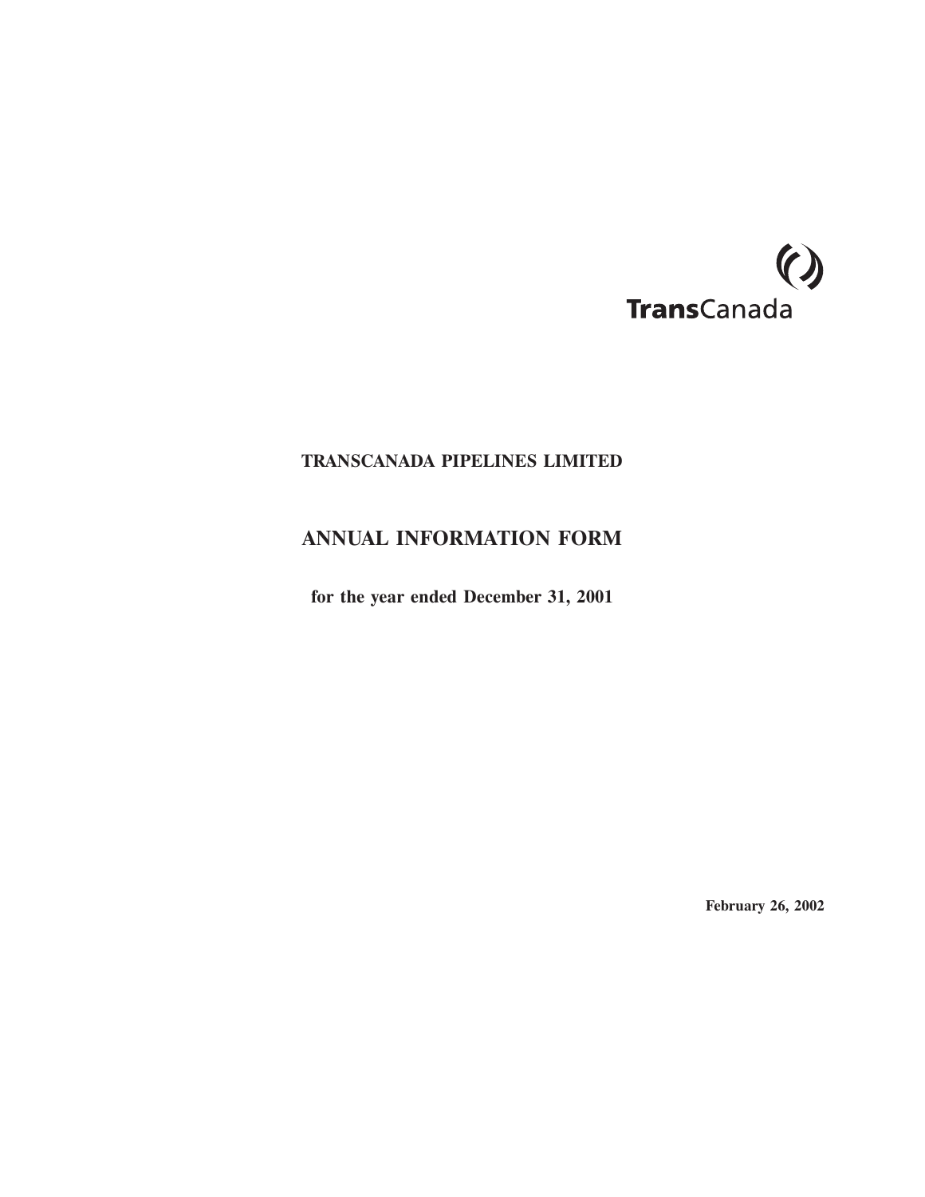TransCanada

# TRANSCANADA PIPELINES LIMITED

## ANNUAL INFORMATION FORM

**for the year ended December 31, 2001**

**February 26, 2002**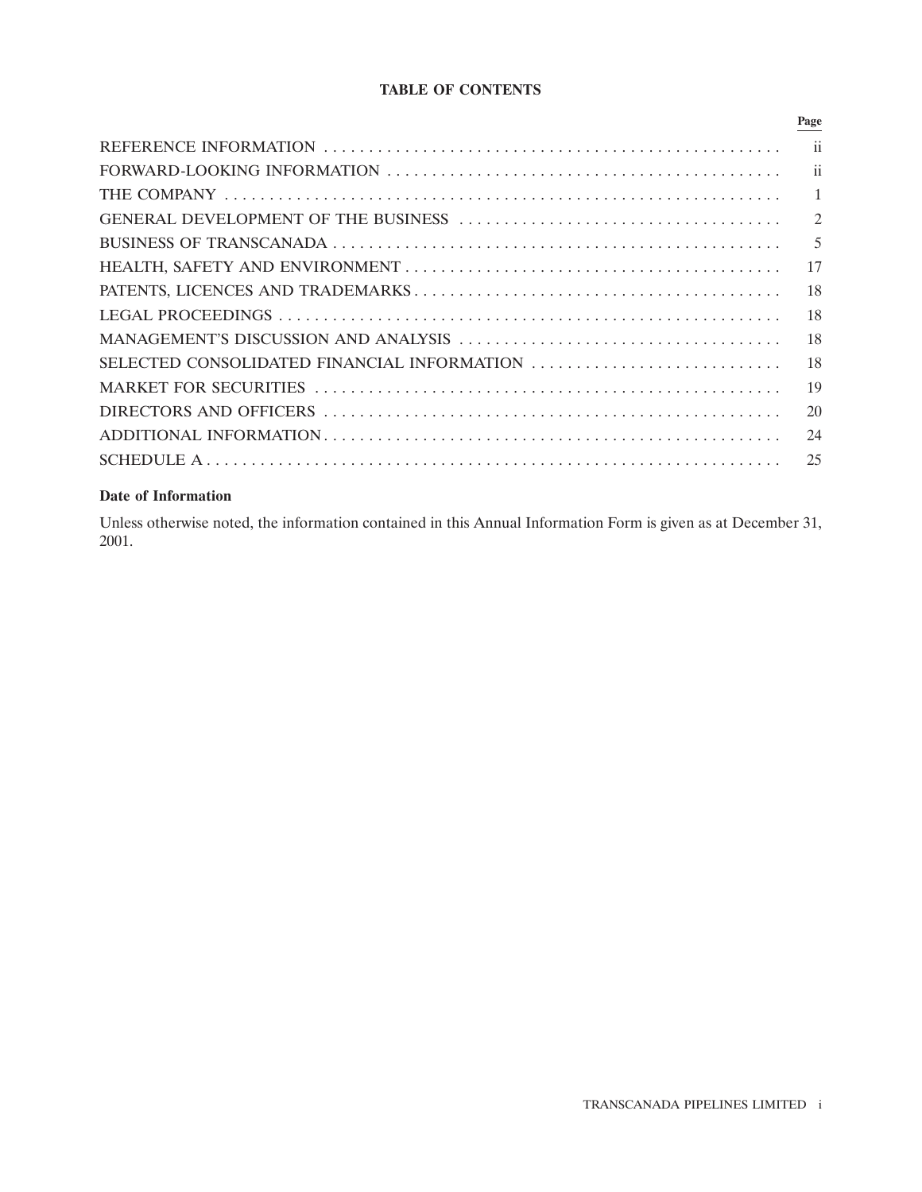# TABLE OF CONTENTS

| | Page |
|---|---|
| REFERENCE INFORMATION | ii |
| FORWARD-LOOKING INFORMATION | ii |
| THE COMPANY | 1 |
| GENERAL DEVELOPMENT OF THE BUSINESS | 2 |
| BUSINESS OF TRANSCANADA | 5 |
| HEALTH, SAFETY AND ENVIRONMENT | 17 |
| PATENTS, LICENCES AND TRADEMARKS | 18 |
| LEGAL PROCEEDINGS | 18 |
| MANAGEMENT'S DISCUSSION AND ANALYSIS | 18 |
| SELECTED CONSOLIDATED FINANCIAL INFORMATION | 18 |
| MARKET FOR SECURITIES | 19 |
| DIRECTORS AND OFFICERS | 20 |
| ADDITIONAL INFORMATION | 24 |
| SCHEDULE A | 25 |

### Date of Information

Unless otherwise noted, the information contained in this Annual Information Form is given as at December 31, 2001.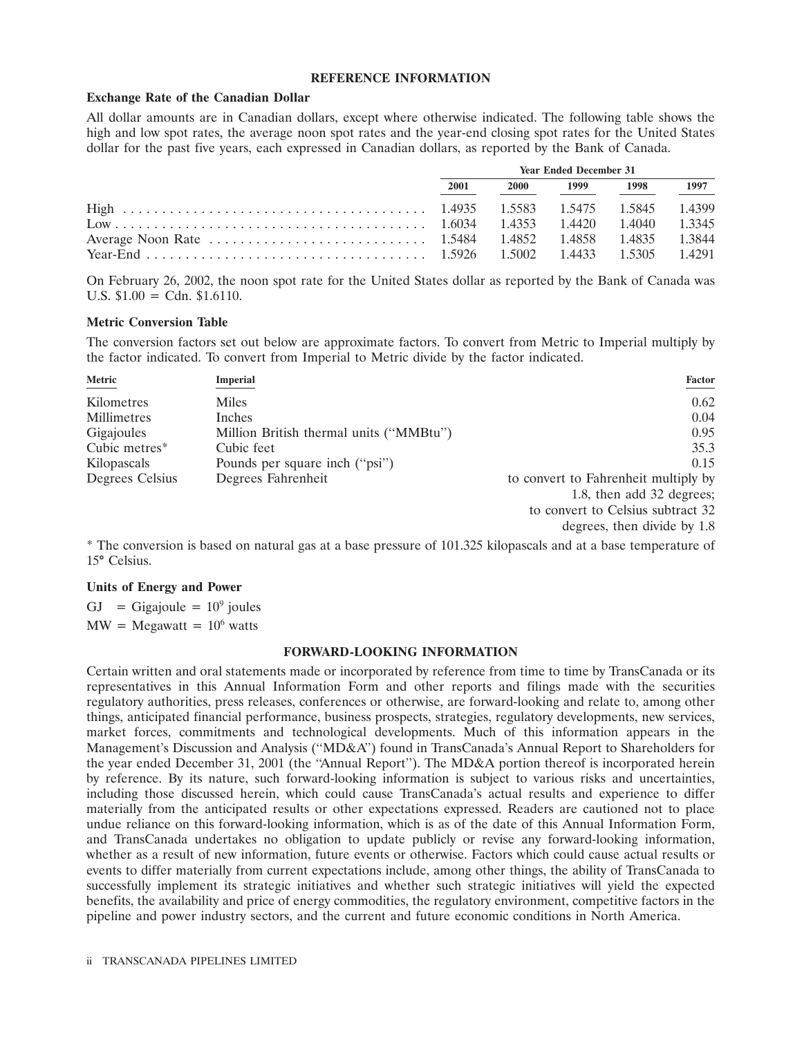## REFERENCE INFORMATION

### Exchange Rate of the Canadian Dollar

All dollar amounts are in Canadian dollars, except where otherwise indicated. The following table shows the high and low spot rates, the average noon spot rates and the year-end closing spot rates for the United States dollar for the past five years, each expressed in Canadian dollars, as reported by the Bank of Canada.

| | Year Ended December 31 | | | | |
|---|---|---|---|---|---|
| | 2001 | 2000 | 1999 | 1998 | 1997 |
| High | 1.4935 | 1.5583 | 1.5475 | 1.5845 | 1.4399 |
| Low | 1.6034 | 1.4353 | 1.4420 | 1.4040 | 1.3345 |
| Average Noon Rate | 1.5484 | 1.4852 | 1.4858 | 1.4835 | 1.3844 |
| Year-End | 1.5926 | 1.5002 | 1.4433 | 1.5305 | 1.4291 |

On February 26, 2002, the noon spot rate for the United States dollar as reported by the Bank of Canada was U.S. $1.00 = Cdn. $1.6110.

### Metric Conversion Table

The conversion factors set out below are approximate factors. To convert from Metric to Imperial multiply by the factor indicated. To convert from Imperial to Metric divide by the factor indicated.

| Metric | Imperial | Factor |
|---|---|---|
| Kilometres | Miles | 0.62 |
| Millimetres | Inches | 0.04 |
| Gigajoules | Million British thermal units ("MMBtu") | 0.95 |
| Cubic metres* | Cubic feet | 35.3 |
| Kilopascals | Pounds per square inch ("psi") | 0.15 |
| Degrees Celsius | Degrees Fahrenheit | to convert to Fahrenheit multiply by 1.8, then add 32 degrees; to convert to Celsius subtract 32 degrees, then divide by 1.8 |

* The conversion is based on natural gas at a base pressure of 101.325 kilopascals and at a base temperature of 15° Celsius.

### Units of Energy and Power

GJ = Gigajoule = $10^9$ joules

MW = Megawatt = $10^6$ watts

## FORWARD-LOOKING INFORMATION

Certain written and oral statements made or incorporated by reference from time to time by TransCanada or its representatives in this Annual Information Form and other reports and filings made with the securities regulatory authorities, press releases, conferences or otherwise, are forward-looking and relate to, among other things, anticipated financial performance, business prospects, strategies, regulatory developments, new services, market forces, commitments and technological developments. Much of this information appears in the Management's Discussion and Analysis ("MD&A") found in TransCanada's Annual Report to Shareholders for the year ended December 31, 2001 (the "Annual Report"). The MD&A portion thereof is incorporated herein by reference. By its nature, such forward-looking information is subject to various risks and uncertainties, including those discussed herein, which could cause TransCanada's actual results and experience to differ materially from the anticipated results or other expectations expressed. Readers are cautioned not to place undue reliance on this forward-looking information, which is as of the date of this Annual Information Form, and TransCanada undertakes no obligation to update publicly or revise any forward-looking information, whether as a result of new information, future events or otherwise. Factors which could cause actual results or events to differ materially from current expectations include, among other things, the ability of TransCanada to successfully implement its strategic initiatives and whether such strategic initiatives will yield the expected benefits, the availability and price of energy commodities, the regulatory environment, competitive factors in the pipeline and power industry sectors, and the current and future economic conditions in North America.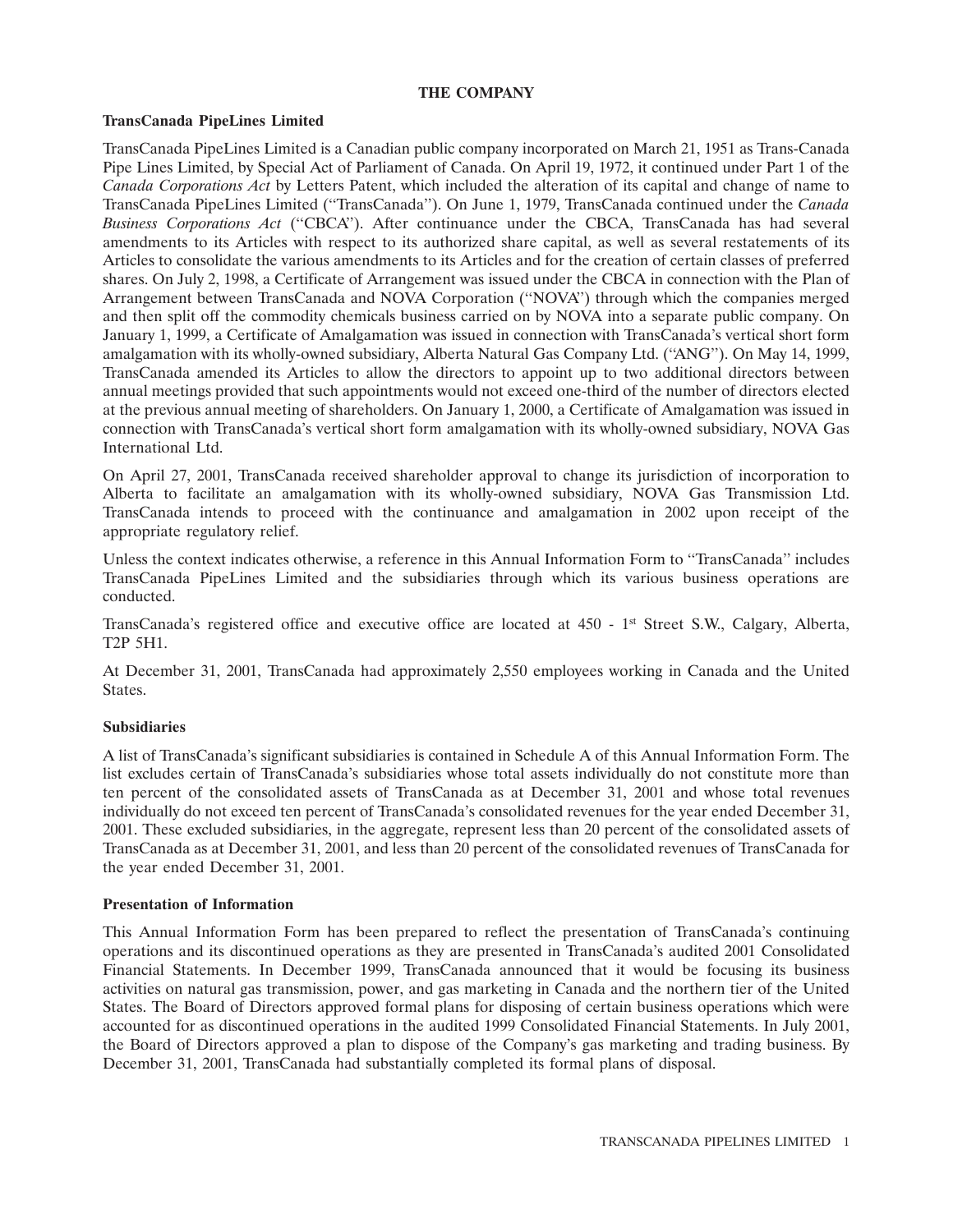# THE COMPANY

## TransCanada PipeLines Limited

TransCanada PipeLines Limited is a Canadian public company incorporated on March 21, 1951 as Trans-Canada Pipe Lines Limited, by Special Act of Parliament of Canada. On April 19, 1972, it continued under Part 1 of the *Canada Corporations Act* by Letters Patent, which included the alteration of its capital and change of name to TransCanada PipeLines Limited (''TransCanada''). On June 1, 1979, TransCanada continued under the *Canada Business Corporations Act* (''CBCA''). After continuance under the CBCA, TransCanada has had several amendments to its Articles with respect to its authorized share capital, as well as several restatements of its Articles to consolidate the various amendments to its Articles and for the creation of certain classes of preferred shares. On July 2, 1998, a Certificate of Arrangement was issued under the CBCA in connection with the Plan of Arrangement between TransCanada and NOVA Corporation (''NOVA'') through which the companies merged and then split off the commodity chemicals business carried on by NOVA into a separate public company. On January 1, 1999, a Certificate of Amalgamation was issued in connection with TransCanada's vertical short form amalgamation with its wholly-owned subsidiary, Alberta Natural Gas Company Ltd. (''ANG''). On May 14, 1999, TransCanada amended its Articles to allow the directors to appoint up to two additional directors between annual meetings provided that such appointments would not exceed one-third of the number of directors elected at the previous annual meeting of shareholders. On January 1, 2000, a Certificate of Amalgamation was issued in connection with TransCanada's vertical short form amalgamation with its wholly-owned subsidiary, NOVA Gas International Ltd.

On April 27, 2001, TransCanada received shareholder approval to change its jurisdiction of incorporation to Alberta to facilitate an amalgamation with its wholly-owned subsidiary, NOVA Gas Transmission Ltd. TransCanada intends to proceed with the continuance and amalgamation in 2002 upon receipt of the appropriate regulatory relief.

Unless the context indicates otherwise, a reference in this Annual Information Form to ''TransCanada'' includes TransCanada PipeLines Limited and the subsidiaries through which its various business operations are conducted.

TransCanada's registered office and executive office are located at 450 - 1st Street S.W., Calgary, Alberta, T2P 5H1.

At December 31, 2001, TransCanada had approximately 2,550 employees working in Canada and the United States.

## Subsidiaries

A list of TransCanada's significant subsidiaries is contained in Schedule A of this Annual Information Form. The list excludes certain of TransCanada's subsidiaries whose total assets individually do not constitute more than ten percent of the consolidated assets of TransCanada as at December 31, 2001 and whose total revenues individually do not exceed ten percent of TransCanada's consolidated revenues for the year ended December 31, 2001. These excluded subsidiaries, in the aggregate, represent less than 20 percent of the consolidated assets of TransCanada as at December 31, 2001, and less than 20 percent of the consolidated revenues of TransCanada for the year ended December 31, 2001.

## Presentation of Information

This Annual Information Form has been prepared to reflect the presentation of TransCanada's continuing operations and its discontinued operations as they are presented in TransCanada's audited 2001 Consolidated Financial Statements. In December 1999, TransCanada announced that it would be focusing its business activities on natural gas transmission, power, and gas marketing in Canada and the northern tier of the United States. The Board of Directors approved formal plans for disposing of certain business operations which were accounted for as discontinued operations in the audited 1999 Consolidated Financial Statements. In July 2001, the Board of Directors approved a plan to dispose of the Company's gas marketing and trading business. By December 31, 2001, TransCanada had substantially completed its formal plans of disposal.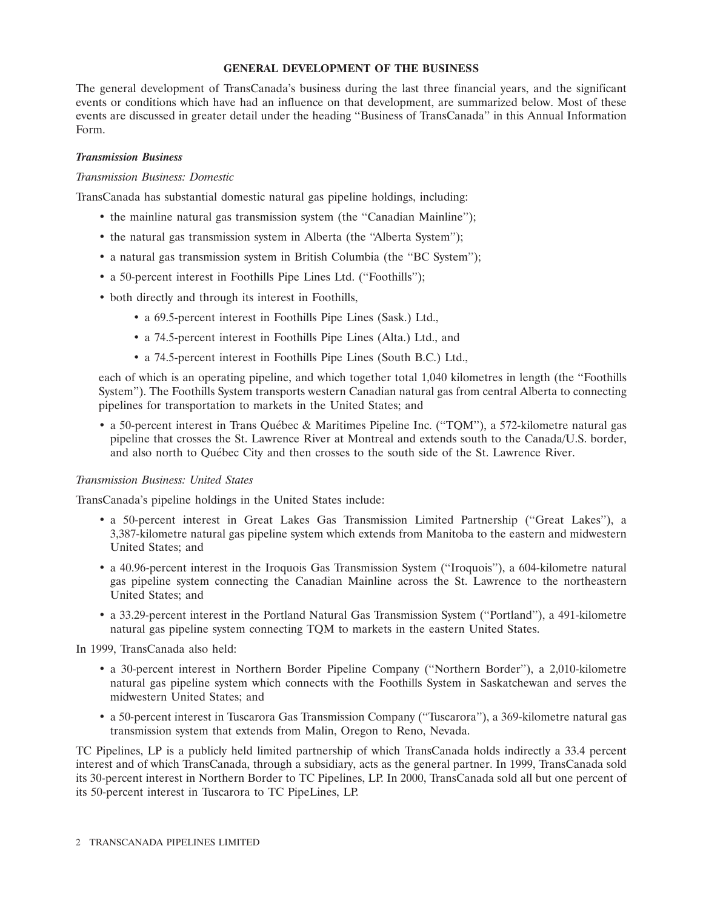## GENERAL DEVELOPMENT OF THE BUSINESS

The general development of TransCanada's business during the last three financial years, and the significant events or conditions which have had an influence on that development, are summarized below. Most of these events are discussed in greater detail under the heading "Business of TransCanada" in this Annual Information Form.

***Transmission Business***

*Transmission Business: Domestic*

TransCanada has substantial domestic natural gas pipeline holdings, including:

- the mainline natural gas transmission system (the "Canadian Mainline");
- the natural gas transmission system in Alberta (the "Alberta System");
- a natural gas transmission system in British Columbia (the "BC System");
- a 50-percent interest in Foothills Pipe Lines Ltd. ("Foothills");
- both directly and through its interest in Foothills,
  - a 69.5-percent interest in Foothills Pipe Lines (Sask.) Ltd.,
  - a 74.5-percent interest in Foothills Pipe Lines (Alta.) Ltd., and
  - a 74.5-percent interest in Foothills Pipe Lines (South B.C.) Ltd.,

  each of which is an operating pipeline, and which together total 1,040 kilometres in length (the "Foothills System"). The Foothills System transports western Canadian natural gas from central Alberta to connecting pipelines for transportation to markets in the United States; and
- a 50-percent interest in Trans Québec & Maritimes Pipeline Inc. ("TQM"), a 572-kilometre natural gas pipeline that crosses the St. Lawrence River at Montreal and extends south to the Canada/U.S. border, and also north to Québec City and then crosses to the south side of the St. Lawrence River.

*Transmission Business: United States*

TransCanada's pipeline holdings in the United States include:

- a 50-percent interest in Great Lakes Gas Transmission Limited Partnership ("Great Lakes"), a 3,387-kilometre natural gas pipeline system which extends from Manitoba to the eastern and midwestern United States; and
- a 40.96-percent interest in the Iroquois Gas Transmission System ("Iroquois"), a 604-kilometre natural gas pipeline system connecting the Canadian Mainline across the St. Lawrence to the northeastern United States; and
- a 33.29-percent interest in the Portland Natural Gas Transmission System ("Portland"), a 491-kilometre natural gas pipeline system connecting TQM to markets in the eastern United States.

In 1999, TransCanada also held:

- a 30-percent interest in Northern Border Pipeline Company ("Northern Border"), a 2,010-kilometre natural gas pipeline system which connects with the Foothills System in Saskatchewan and serves the midwestern United States; and
- a 50-percent interest in Tuscarora Gas Transmission Company ("Tuscarora"), a 369-kilometre natural gas transmission system that extends from Malin, Oregon to Reno, Nevada.

TC Pipelines, LP is a publicly held limited partnership of which TransCanada holds indirectly a 33.4 percent interest and of which TransCanada, through a subsidiary, acts as the general partner. In 1999, TransCanada sold its 30-percent interest in Northern Border to TC Pipelines, LP. In 2000, TransCanada sold all but one percent of its 50-percent interest in Tuscarora to TC PipeLines, LP.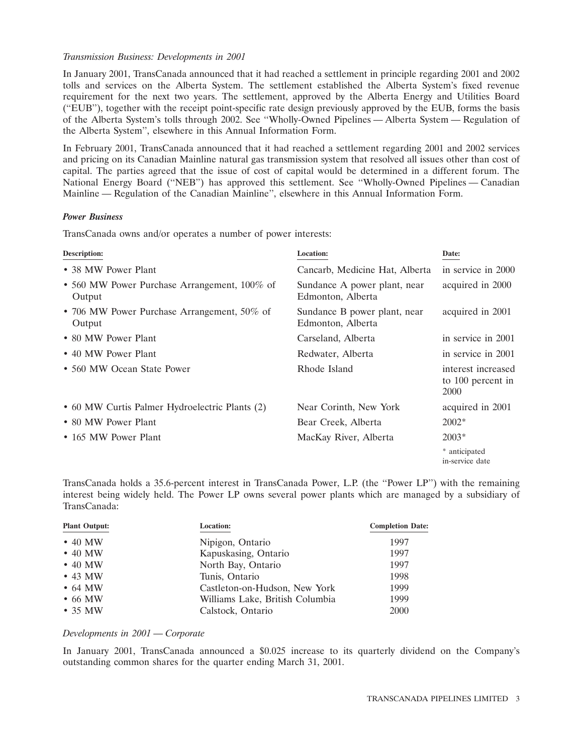*Transmission Business: Developments in 2001*

In January 2001, TransCanada announced that it had reached a settlement in principle regarding 2001 and 2002 tolls and services on the Alberta System. The settlement established the Alberta System's fixed revenue requirement for the next two years. The settlement, approved by the Alberta Energy and Utilities Board (''EUB''), together with the receipt point-specific rate design previously approved by the EUB, forms the basis of the Alberta System's tolls through 2002. See ''Wholly-Owned Pipelines — Alberta System — Regulation of the Alberta System'', elsewhere in this Annual Information Form.

In February 2001, TransCanada announced that it had reached a settlement regarding 2001 and 2002 services and pricing on its Canadian Mainline natural gas transmission system that resolved all issues other than cost of capital. The parties agreed that the issue of cost of capital would be determined in a different forum. The National Energy Board (''NEB'') has approved this settlement. See ''Wholly-Owned Pipelines — Canadian Mainline — Regulation of the Canadian Mainline'', elsewhere in this Annual Information Form.

***Power Business***

TransCanada owns and/or operates a number of power interests:

| Description: | Location: | Date: |
|---|---|---|
| • 38 MW Power Plant | Cancarb, Medicine Hat, Alberta | in service in 2000 |
| • 560 MW Power Purchase Arrangement, 100% of Output | Sundance A power plant, near Edmonton, Alberta | acquired in 2000 |
| • 706 MW Power Purchase Arrangement, 50% of Output | Sundance B power plant, near Edmonton, Alberta | acquired in 2001 |
| • 80 MW Power Plant | Carseland, Alberta | in service in 2001 |
| • 40 MW Power Plant | Redwater, Alberta | in service in 2001 |
| • 560 MW Ocean State Power | Rhode Island | interest increased to 100 percent in 2000 |
| • 60 MW Curtis Palmer Hydroelectric Plants (2) | Near Corinth, New York | acquired in 2001 |
| • 80 MW Power Plant | Bear Creek, Alberta | 2002* |
| • 165 MW Power Plant | MacKay River, Alberta | 2003* |

\* anticipated in-service date

TransCanada holds a 35.6-percent interest in TransCanada Power, L.P. (the ''Power LP'') with the remaining interest being widely held. The Power LP owns several power plants which are managed by a subsidiary of TransCanada:

| Plant Output: | Location: | Completion Date: |
|---|---|---|
| • 40 MW | Nipigon, Ontario | 1997 |
| • 40 MW | Kapuskasing, Ontario | 1997 |
| • 40 MW | North Bay, Ontario | 1997 |
| • 43 MW | Tunis, Ontario | 1998 |
| • 64 MW | Castleton-on-Hudson, New York | 1999 |
| • 66 MW | Williams Lake, British Columbia | 1999 |
| • 35 MW | Calstock, Ontario | 2000 |

*Developments in 2001 — Corporate*

In January 2001, TransCanada announced a $0.025 increase to its quarterly dividend on the Company's outstanding common shares for the quarter ending March 31, 2001.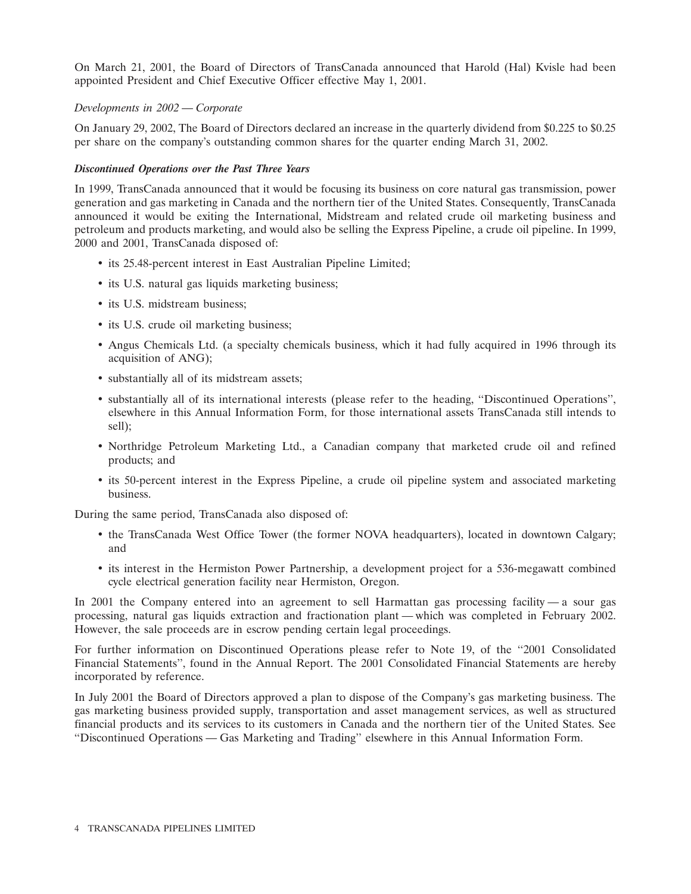On March 21, 2001, the Board of Directors of TransCanada announced that Harold (Hal) Kvisle had been appointed President and Chief Executive Officer effective May 1, 2001.

*Developments in 2002 — Corporate*

On January 29, 2002, The Board of Directors declared an increase in the quarterly dividend from $0.225 to $0.25 per share on the company's outstanding common shares for the quarter ending March 31, 2002.

***Discontinued Operations over the Past Three Years***

In 1999, TransCanada announced that it would be focusing its business on core natural gas transmission, power generation and gas marketing in Canada and the northern tier of the United States. Consequently, TransCanada announced it would be exiting the International, Midstream and related crude oil marketing business and petroleum and products marketing, and would also be selling the Express Pipeline, a crude oil pipeline. In 1999, 2000 and 2001, TransCanada disposed of:

- its 25.48-percent interest in East Australian Pipeline Limited;
- its U.S. natural gas liquids marketing business;
- its U.S. midstream business;
- its U.S. crude oil marketing business;
- Angus Chemicals Ltd. (a specialty chemicals business, which it had fully acquired in 1996 through its acquisition of ANG);
- substantially all of its midstream assets;
- substantially all of its international interests (please refer to the heading, "Discontinued Operations", elsewhere in this Annual Information Form, for those international assets TransCanada still intends to sell);
- Northridge Petroleum Marketing Ltd., a Canadian company that marketed crude oil and refined products; and
- its 50-percent interest in the Express Pipeline, a crude oil pipeline system and associated marketing business.

During the same period, TransCanada also disposed of:

- the TransCanada West Office Tower (the former NOVA headquarters), located in downtown Calgary; and
- its interest in the Hermiston Power Partnership, a development project for a 536-megawatt combined cycle electrical generation facility near Hermiston, Oregon.

In 2001 the Company entered into an agreement to sell Harmattan gas processing facility — a sour gas processing, natural gas liquids extraction and fractionation plant — which was completed in February 2002. However, the sale proceeds are in escrow pending certain legal proceedings.

For further information on Discontinued Operations please refer to Note 19, of the "2001 Consolidated Financial Statements", found in the Annual Report. The 2001 Consolidated Financial Statements are hereby incorporated by reference.

In July 2001 the Board of Directors approved a plan to dispose of the Company's gas marketing business. The gas marketing business provided supply, transportation and asset management services, as well as structured financial products and its services to its customers in Canada and the northern tier of the United States. See "Discontinued Operations — Gas Marketing and Trading" elsewhere in this Annual Information Form.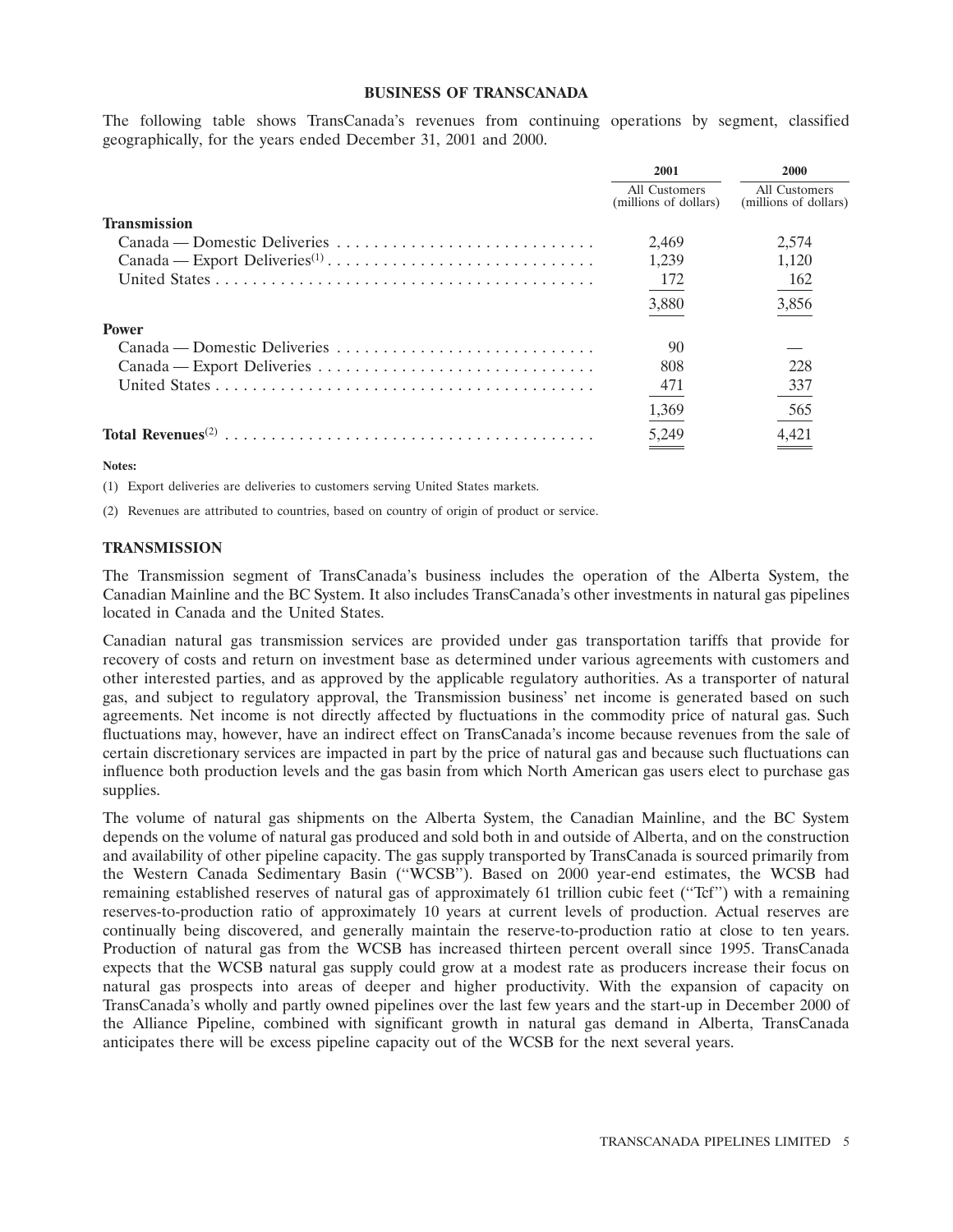## BUSINESS OF TRANSCANADA

The following table shows TransCanada's revenues from continuing operations by segment, classified geographically, for the years ended December 31, 2001 and 2000.

| | 2001 | 2000 |
|---|---|---|
| | All Customers (millions of dollars) | All Customers (millions of dollars) |
| **Transmission** | | |
| Canada — Domestic Deliveries | 2,469 | 2,574 |
| Canada — Export Deliveries[1] | 1,239 | 1,120 |
| United States | 172 | 162 |
| | 3,880 | 3,856 |
| **Power** | | |
| Canada — Domestic Deliveries | 90 | — |
| Canada — Export Deliveries | 808 | 228 |
| United States | 471 | 337 |
| | 1,369 | 565 |
| **Total Revenues**[2] | 5,249 | 4,421 |

**Notes:**

(1) Export deliveries are deliveries to customers serving United States markets.

(2) Revenues are attributed to countries, based on country of origin of product or service.

## TRANSMISSION

The Transmission segment of TransCanada's business includes the operation of the Alberta System, the Canadian Mainline and the BC System. It also includes TransCanada's other investments in natural gas pipelines located in Canada and the United States.

Canadian natural gas transmission services are provided under gas transportation tariffs that provide for recovery of costs and return on investment base as determined under various agreements with customers and other interested parties, and as approved by the applicable regulatory authorities. As a transporter of natural gas, and subject to regulatory approval, the Transmission business' net income is generated based on such agreements. Net income is not directly affected by fluctuations in the commodity price of natural gas. Such fluctuations may, however, have an indirect effect on TransCanada's income because revenues from the sale of certain discretionary services are impacted in part by the price of natural gas and because such fluctuations can influence both production levels and the gas basin from which North American gas users elect to purchase gas supplies.

The volume of natural gas shipments on the Alberta System, the Canadian Mainline, and the BC System depends on the volume of natural gas produced and sold both in and outside of Alberta, and on the construction and availability of other pipeline capacity. The gas supply transported by TransCanada is sourced primarily from the Western Canada Sedimentary Basin ("WCSB"). Based on 2000 year-end estimates, the WCSB had remaining established reserves of natural gas of approximately 61 trillion cubic feet ("Tcf") with a remaining reserves-to-production ratio of approximately 10 years at current levels of production. Actual reserves are continually being discovered, and generally maintain the reserve-to-production ratio at close to ten years. Production of natural gas from the WCSB has increased thirteen percent overall since 1995. TransCanada expects that the WCSB natural gas supply could grow at a modest rate as producers increase their focus on natural gas prospects into areas of deeper and higher productivity. With the expansion of capacity on TransCanada's wholly and partly owned pipelines over the last few years and the start-up in December 2000 of the Alliance Pipeline, combined with significant growth in natural gas demand in Alberta, TransCanada anticipates there will be excess pipeline capacity out of the WCSB for the next several years.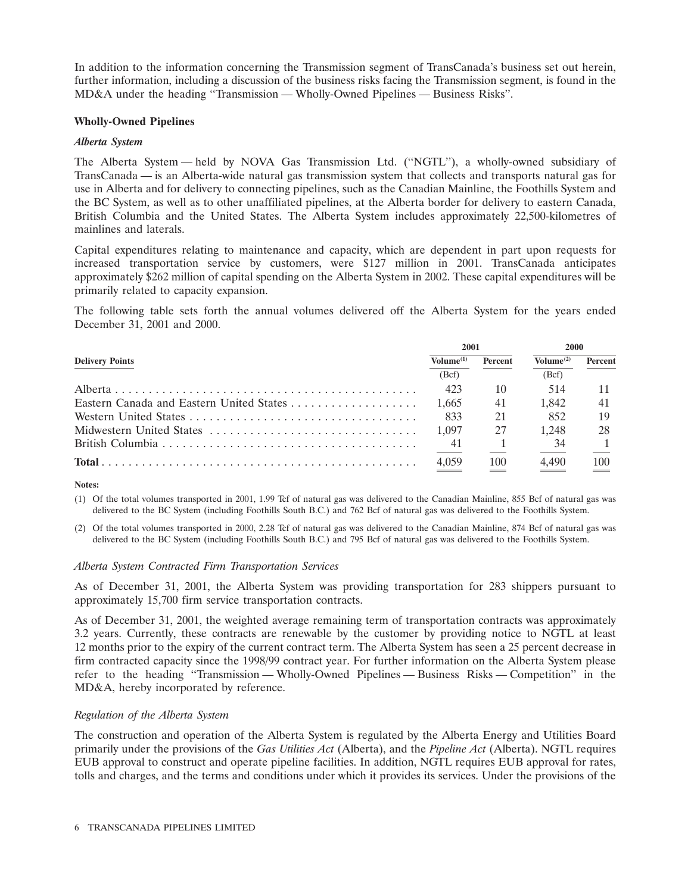In addition to the information concerning the Transmission segment of TransCanada's business set out herein, further information, including a discussion of the business risks facing the Transmission segment, is found in the MD&A under the heading "Transmission — Wholly-Owned Pipelines — Business Risks".

**Wholly-Owned Pipelines**

***Alberta System***

The Alberta System — held by NOVA Gas Transmission Ltd. ("NGTL"), a wholly-owned subsidiary of TransCanada — is an Alberta-wide natural gas transmission system that collects and transports natural gas for use in Alberta and for delivery to connecting pipelines, such as the Canadian Mainline, the Foothills System and the BC System, as well as to other unaffiliated pipelines, at the Alberta border for delivery to eastern Canada, British Columbia and the United States. The Alberta System includes approximately 22,500-kilometres of mainlines and laterals.

Capital expenditures relating to maintenance and capacity, which are dependent in part upon requests for increased transportation service by customers, were $127 million in 2001. TransCanada anticipates approximately $262 million of capital spending on the Alberta System in 2002. These capital expenditures will be primarily related to capacity expansion.

The following table sets forth the annual volumes delivered off the Alberta System for the years ended December 31, 2001 and 2000.

| Delivery Points | 2001 | | 2000 | |
|---|---|---|---|---|
| | Volume[1] | Percent | Volume[2] | Percent |
| | (Bcf) | | (Bcf) | |
| Alberta | 423 | 10 | 514 | 11 |
| Eastern Canada and Eastern United States | 1,665 | 41 | 1,842 | 41 |
| Western United States | 833 | 21 | 852 | 19 |
| Midwestern United States | 1,097 | 27 | 1,248 | 28 |
| British Columbia | 41 | 1 | 34 | 1 |
| **Total** | 4,059 | 100 | 4,490 | 100 |

**Notes:**

(1) Of the total volumes transported in 2001, 1.99 Tcf of natural gas was delivered to the Canadian Mainline, 855 Bcf of natural gas was delivered to the BC System (including Foothills South B.C.) and 762 Bcf of natural gas was delivered to the Foothills System.

(2) Of the total volumes transported in 2000, 2.28 Tcf of natural gas was delivered to the Canadian Mainline, 874 Bcf of natural gas was delivered to the BC System (including Foothills South B.C.) and 795 Bcf of natural gas was delivered to the Foothills System.

*Alberta System Contracted Firm Transportation Services*

As of December 31, 2001, the Alberta System was providing transportation for 283 shippers pursuant to approximately 15,700 firm service transportation contracts.

As of December 31, 2001, the weighted average remaining term of transportation contracts was approximately 3.2 years. Currently, these contracts are renewable by the customer by providing notice to NGTL at least 12 months prior to the expiry of the current contract term. The Alberta System has seen a 25 percent decrease in firm contracted capacity since the 1998/99 contract year. For further information on the Alberta System please refer to the heading "Transmission — Wholly-Owned Pipelines — Business Risks — Competition" in the MD&A, hereby incorporated by reference.

*Regulation of the Alberta System*

The construction and operation of the Alberta System is regulated by the Alberta Energy and Utilities Board primarily under the provisions of the *Gas Utilities Act* (Alberta), and the *Pipeline Act* (Alberta). NGTL requires EUB approval to construct and operate pipeline facilities. In addition, NGTL requires EUB approval for rates, tolls and charges, and the terms and conditions under which it provides its services. Under the provisions of the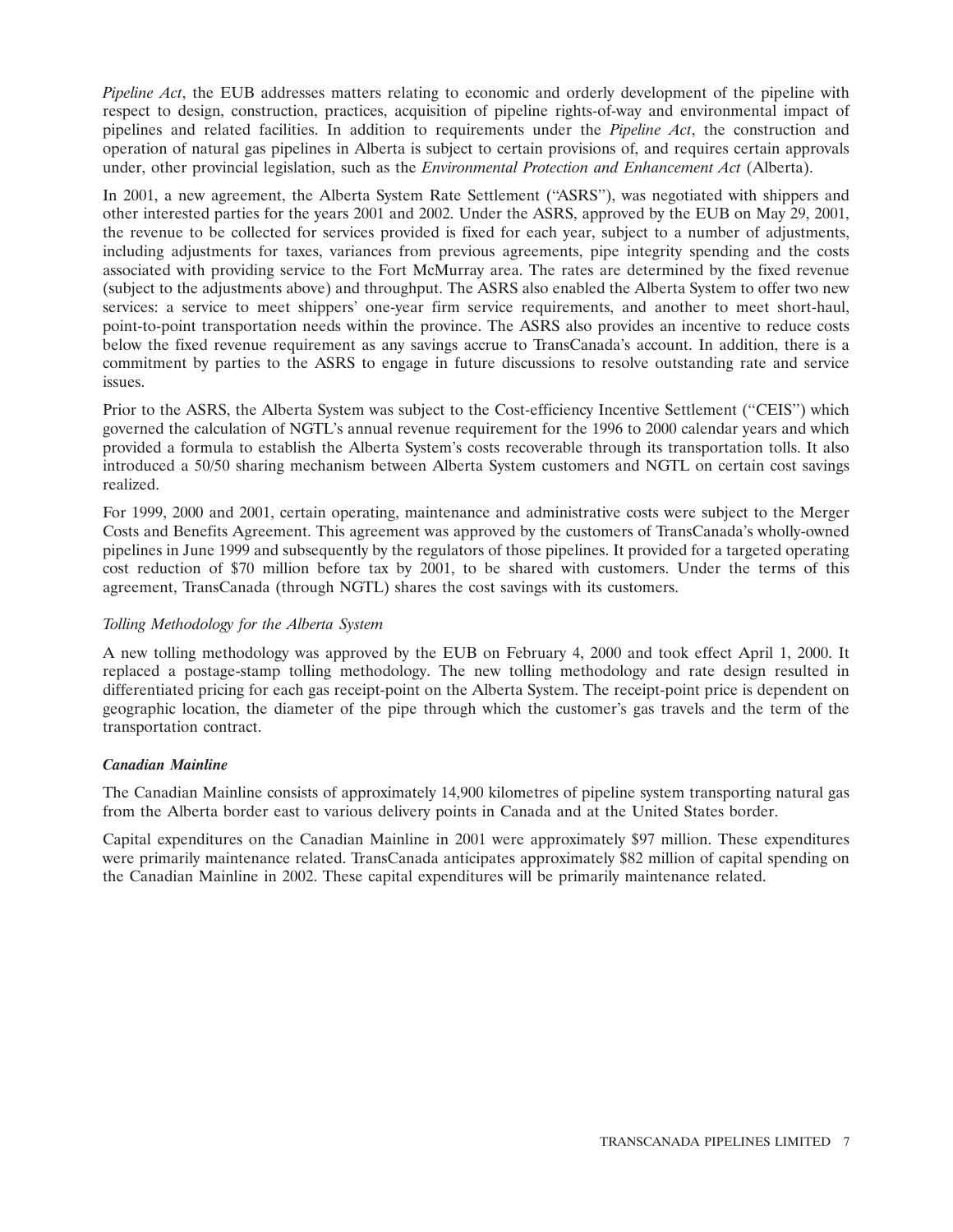*Pipeline Act*, the EUB addresses matters relating to economic and orderly development of the pipeline with respect to design, construction, practices, acquisition of pipeline rights-of-way and environmental impact of pipelines and related facilities. In addition to requirements under the *Pipeline Act*, the construction and operation of natural gas pipelines in Alberta is subject to certain provisions of, and requires certain approvals under, other provincial legislation, such as the *Environmental Protection and Enhancement Act* (Alberta).

In 2001, a new agreement, the Alberta System Rate Settlement (''ASRS''), was negotiated with shippers and other interested parties for the years 2001 and 2002. Under the ASRS, approved by the EUB on May 29, 2001, the revenue to be collected for services provided is fixed for each year, subject to a number of adjustments, including adjustments for taxes, variances from previous agreements, pipe integrity spending and the costs associated with providing service to the Fort McMurray area. The rates are determined by the fixed revenue (subject to the adjustments above) and throughput. The ASRS also enabled the Alberta System to offer two new services: a service to meet shippers' one-year firm service requirements, and another to meet short-haul, point-to-point transportation needs within the province. The ASRS also provides an incentive to reduce costs below the fixed revenue requirement as any savings accrue to TransCanada's account. In addition, there is a commitment by parties to the ASRS to engage in future discussions to resolve outstanding rate and service issues.

Prior to the ASRS, the Alberta System was subject to the Cost-efficiency Incentive Settlement (''CEIS'') which governed the calculation of NGTL's annual revenue requirement for the 1996 to 2000 calendar years and which provided a formula to establish the Alberta System's costs recoverable through its transportation tolls. It also introduced a 50/50 sharing mechanism between Alberta System customers and NGTL on certain cost savings realized.

For 1999, 2000 and 2001, certain operating, maintenance and administrative costs were subject to the Merger Costs and Benefits Agreement. This agreement was approved by the customers of TransCanada's wholly-owned pipelines in June 1999 and subsequently by the regulators of those pipelines. It provided for a targeted operating cost reduction of $70 million before tax by 2001, to be shared with customers. Under the terms of this agreement, TransCanada (through NGTL) shares the cost savings with its customers.

*Tolling Methodology for the Alberta System*

A new tolling methodology was approved by the EUB on February 4, 2000 and took effect April 1, 2000. It replaced a postage-stamp tolling methodology. The new tolling methodology and rate design resulted in differentiated pricing for each gas receipt-point on the Alberta System. The receipt-point price is dependent on geographic location, the diameter of the pipe through which the customer's gas travels and the term of the transportation contract.

***Canadian Mainline***

The Canadian Mainline consists of approximately 14,900 kilometres of pipeline system transporting natural gas from the Alberta border east to various delivery points in Canada and at the United States border.

Capital expenditures on the Canadian Mainline in 2001 were approximately $97 million. These expenditures were primarily maintenance related. TransCanada anticipates approximately $82 million of capital spending on the Canadian Mainline in 2002. These capital expenditures will be primarily maintenance related.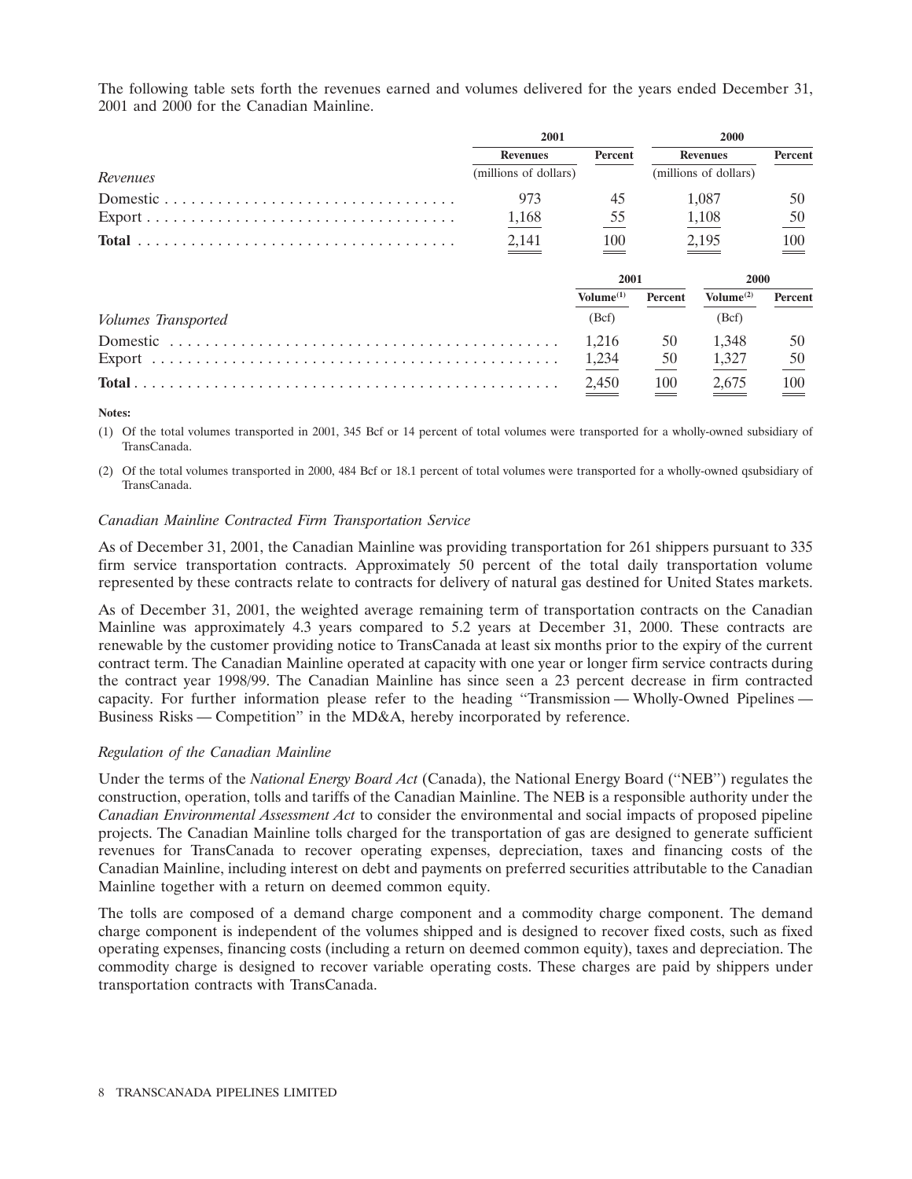The following table sets forth the revenues earned and volumes delivered for the years ended December 31, 2001 and 2000 for the Canadian Mainline.

| | 2001 | | 2000 | |
|---|---|---|---|---|
| | Revenues | Percent | Revenues | Percent |
| *Revenues* | (millions of dollars) | | (millions of dollars) | |
| Domestic | 973 | 45 | 1,087 | 50 |
| Export | 1,168 | 55 | 1,108 | 50 |
| **Total** | 2,141 | 100 | 2,195 | 100 |

| | 2001 | | 2000 | |
|---|---|---|---|---|
| | Volume[(1)] | Percent | Volume[(2)] | Percent |
| *Volumes Transported* | (Bcf) | | (Bcf) | |
| Domestic | 1,216 | 50 | 1,348 | 50 |
| Export | 1,234 | 50 | 1,327 | 50 |
| **Total** | 2,450 | 100 | 2,675 | 100 |

**Notes:**

(1) Of the total volumes transported in 2001, 345 Bcf or 14 percent of total volumes were transported for a wholly-owned subsidiary of TransCanada.

(2) Of the total volumes transported in 2000, 484 Bcf or 18.1 percent of total volumes were transported for a wholly-owned qsubsidiary of TransCanada.

*Canadian Mainline Contracted Firm Transportation Service*

As of December 31, 2001, the Canadian Mainline was providing transportation for 261 shippers pursuant to 335 firm service transportation contracts. Approximately 50 percent of the total daily transportation volume represented by these contracts relate to contracts for delivery of natural gas destined for United States markets.

As of December 31, 2001, the weighted average remaining term of transportation contracts on the Canadian Mainline was approximately 4.3 years compared to 5.2 years at December 31, 2000. These contracts are renewable by the customer providing notice to TransCanada at least six months prior to the expiry of the current contract term. The Canadian Mainline operated at capacity with one year or longer firm service contracts during the contract year 1998/99. The Canadian Mainline has since seen a 23 percent decrease in firm contracted capacity. For further information please refer to the heading "Transmission — Wholly-Owned Pipelines — Business Risks — Competition" in the MD&A, hereby incorporated by reference.

*Regulation of the Canadian Mainline*

Under the terms of the *National Energy Board Act* (Canada), the National Energy Board ("NEB") regulates the construction, operation, tolls and tariffs of the Canadian Mainline. The NEB is a responsible authority under the *Canadian Environmental Assessment Act* to consider the environmental and social impacts of proposed pipeline projects. The Canadian Mainline tolls charged for the transportation of gas are designed to generate sufficient revenues for TransCanada to recover operating expenses, depreciation, taxes and financing costs of the Canadian Mainline, including interest on debt and payments on preferred securities attributable to the Canadian Mainline together with a return on deemed common equity.

The tolls are composed of a demand charge component and a commodity charge component. The demand charge component is independent of the volumes shipped and is designed to recover fixed costs, such as fixed operating expenses, financing costs (including a return on deemed common equity), taxes and depreciation. The commodity charge is designed to recover variable operating costs. These charges are paid by shippers under transportation contracts with TransCanada.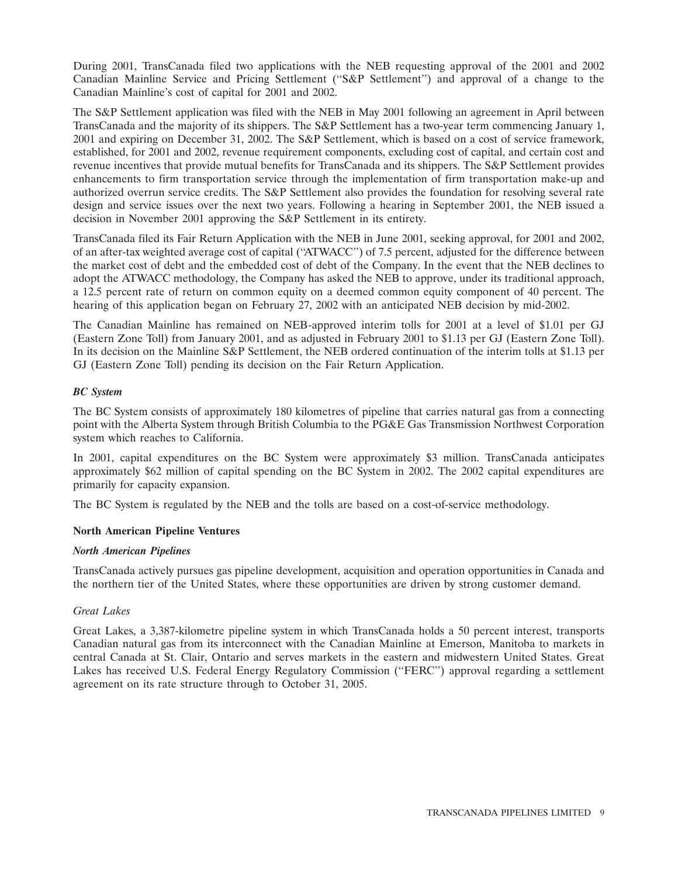During 2001, TransCanada filed two applications with the NEB requesting approval of the 2001 and 2002 Canadian Mainline Service and Pricing Settlement (''S&P Settlement'') and approval of a change to the Canadian Mainline's cost of capital for 2001 and 2002.

The S&P Settlement application was filed with the NEB in May 2001 following an agreement in April between TransCanada and the majority of its shippers. The S&P Settlement has a two-year term commencing January 1, 2001 and expiring on December 31, 2002. The S&P Settlement, which is based on a cost of service framework, established, for 2001 and 2002, revenue requirement components, excluding cost of capital, and certain cost and revenue incentives that provide mutual benefits for TransCanada and its shippers. The S&P Settlement provides enhancements to firm transportation service through the implementation of firm transportation make-up and authorized overrun service credits. The S&P Settlement also provides the foundation for resolving several rate design and service issues over the next two years. Following a hearing in September 2001, the NEB issued a decision in November 2001 approving the S&P Settlement in its entirety.

TransCanada filed its Fair Return Application with the NEB in June 2001, seeking approval, for 2001 and 2002, of an after-tax weighted average cost of capital (''ATWACC'') of 7.5 percent, adjusted for the difference between the market cost of debt and the embedded cost of debt of the Company. In the event that the NEB declines to adopt the ATWACC methodology, the Company has asked the NEB to approve, under its traditional approach, a 12.5 percent rate of return on common equity on a deemed common equity component of 40 percent. The hearing of this application began on February 27, 2002 with an anticipated NEB decision by mid-2002.

The Canadian Mainline has remained on NEB-approved interim tolls for 2001 at a level of $1.01 per GJ (Eastern Zone Toll) from January 2001, and as adjusted in February 2001 to $1.13 per GJ (Eastern Zone Toll). In its decision on the Mainline S&P Settlement, the NEB ordered continuation of the interim tolls at $1.13 per GJ (Eastern Zone Toll) pending its decision on the Fair Return Application.

***BC System***

The BC System consists of approximately 180 kilometres of pipeline that carries natural gas from a connecting point with the Alberta System through British Columbia to the PG&E Gas Transmission Northwest Corporation system which reaches to California.

In 2001, capital expenditures on the BC System were approximately $3 million. TransCanada anticipates approximately $62 million of capital spending on the BC System in 2002. The 2002 capital expenditures are primarily for capacity expansion.

The BC System is regulated by the NEB and the tolls are based on a cost-of-service methodology.

**North American Pipeline Ventures**

***North American Pipelines***

TransCanada actively pursues gas pipeline development, acquisition and operation opportunities in Canada and the northern tier of the United States, where these opportunities are driven by strong customer demand.

*Great Lakes*

Great Lakes, a 3,387-kilometre pipeline system in which TransCanada holds a 50 percent interest, transports Canadian natural gas from its interconnect with the Canadian Mainline at Emerson, Manitoba to markets in central Canada at St. Clair, Ontario and serves markets in the eastern and midwestern United States. Great Lakes has received U.S. Federal Energy Regulatory Commission (''FERC'') approval regarding a settlement agreement on its rate structure through to October 31, 2005.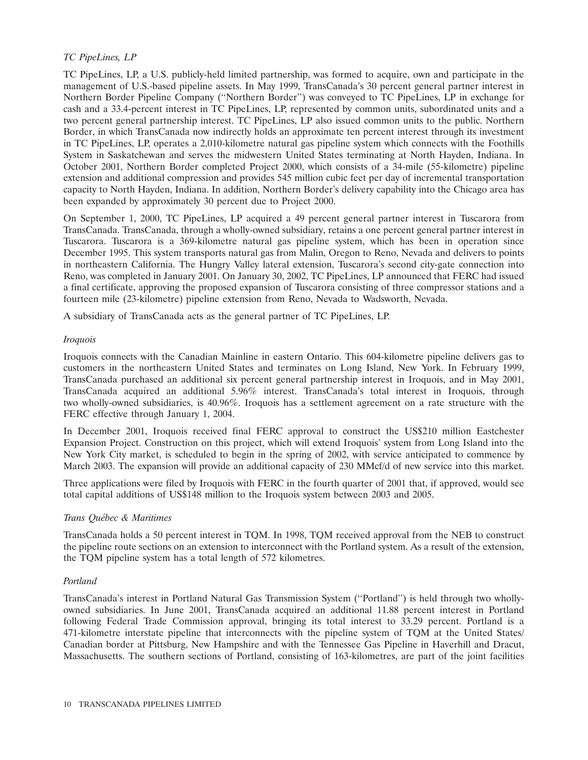*TC PipeLines, LP*

TC PipeLines, LP, a U.S. publicly-held limited partnership, was formed to acquire, own and participate in the management of U.S.-based pipeline assets. In May 1999, TransCanada's 30 percent general partner interest in Northern Border Pipeline Company (''Northern Border'') was conveyed to TC PipeLines, LP in exchange for cash and a 33.4-percent interest in TC PipeLines, LP, represented by common units, subordinated units and a two percent general partnership interest. TC PipeLines, LP also issued common units to the public. Northern Border, in which TransCanada now indirectly holds an approximate ten percent interest through its investment in TC PipeLines, LP, operates a 2,010-kilometre natural gas pipeline system which connects with the Foothills System in Saskatchewan and serves the midwestern United States terminating at North Hayden, Indiana. In October 2001, Northern Border completed Project 2000, which consists of a 34-mile (55-kilometre) pipeline extension and additional compression and provides 545 million cubic feet per day of incremental transportation capacity to North Hayden, Indiana. In addition, Northern Border's delivery capability into the Chicago area has been expanded by approximately 30 percent due to Project 2000.

On September 1, 2000, TC PipeLines, LP acquired a 49 percent general partner interest in Tuscarora from TransCanada. TransCanada, through a wholly-owned subsidiary, retains a one percent general partner interest in Tuscarora. Tuscarora is a 369-kilometre natural gas pipeline system, which has been in operation since December 1995. This system transports natural gas from Malin, Oregon to Reno, Nevada and delivers to points in northeastern California. The Hungry Valley lateral extension, Tuscarora's second city-gate connection into Reno, was completed in January 2001. On January 30, 2002, TC PipeLines, LP announced that FERC had issued a final certificate, approving the proposed expansion of Tuscarora consisting of three compressor stations and a fourteen mile (23-kilometre) pipeline extension from Reno, Nevada to Wadsworth, Nevada.

A subsidiary of TransCanada acts as the general partner of TC PipeLines, LP.

*Iroquois*

Iroquois connects with the Canadian Mainline in eastern Ontario. This 604-kilometre pipeline delivers gas to customers in the northeastern United States and terminates on Long Island, New York. In February 1999, TransCanada purchased an additional six percent general partnership interest in Iroquois, and in May 2001, TransCanada acquired an additional 5.96% interest. TransCanada's total interest in Iroquois, through two wholly-owned subsidiaries, is 40.96%. Iroquois has a settlement agreement on a rate structure with the FERC effective through January 1, 2004.

In December 2001, Iroquois received final FERC approval to construct the US$210 million Eastchester Expansion Project. Construction on this project, which will extend Iroquois' system from Long Island into the New York City market, is scheduled to begin in the spring of 2002, with service anticipated to commence by March 2003. The expansion will provide an additional capacity of 230 MMcf/d of new service into this market.

Three applications were filed by Iroquois with FERC in the fourth quarter of 2001 that, if approved, would see total capital additions of US$148 million to the Iroquois system between 2003 and 2005.

*Trans Québec & Maritimes*

TransCanada holds a 50 percent interest in TQM. In 1998, TQM received approval from the NEB to construct the pipeline route sections on an extension to interconnect with the Portland system. As a result of the extension, the TQM pipeline system has a total length of 572 kilometres.

*Portland*

TransCanada's interest in Portland Natural Gas Transmission System (''Portland'') is held through two wholly-owned subsidiaries. In June 2001, TransCanada acquired an additional 11.88 percent interest in Portland following Federal Trade Commission approval, bringing its total interest to 33.29 percent. Portland is a 471-kilometre interstate pipeline that interconnects with the pipeline system of TQM at the United States/Canadian border at Pittsburg, New Hampshire and with the Tennessee Gas Pipeline in Haverhill and Dracut, Massachusetts. The southern sections of Portland, consisting of 163-kilometres, are part of the joint facilities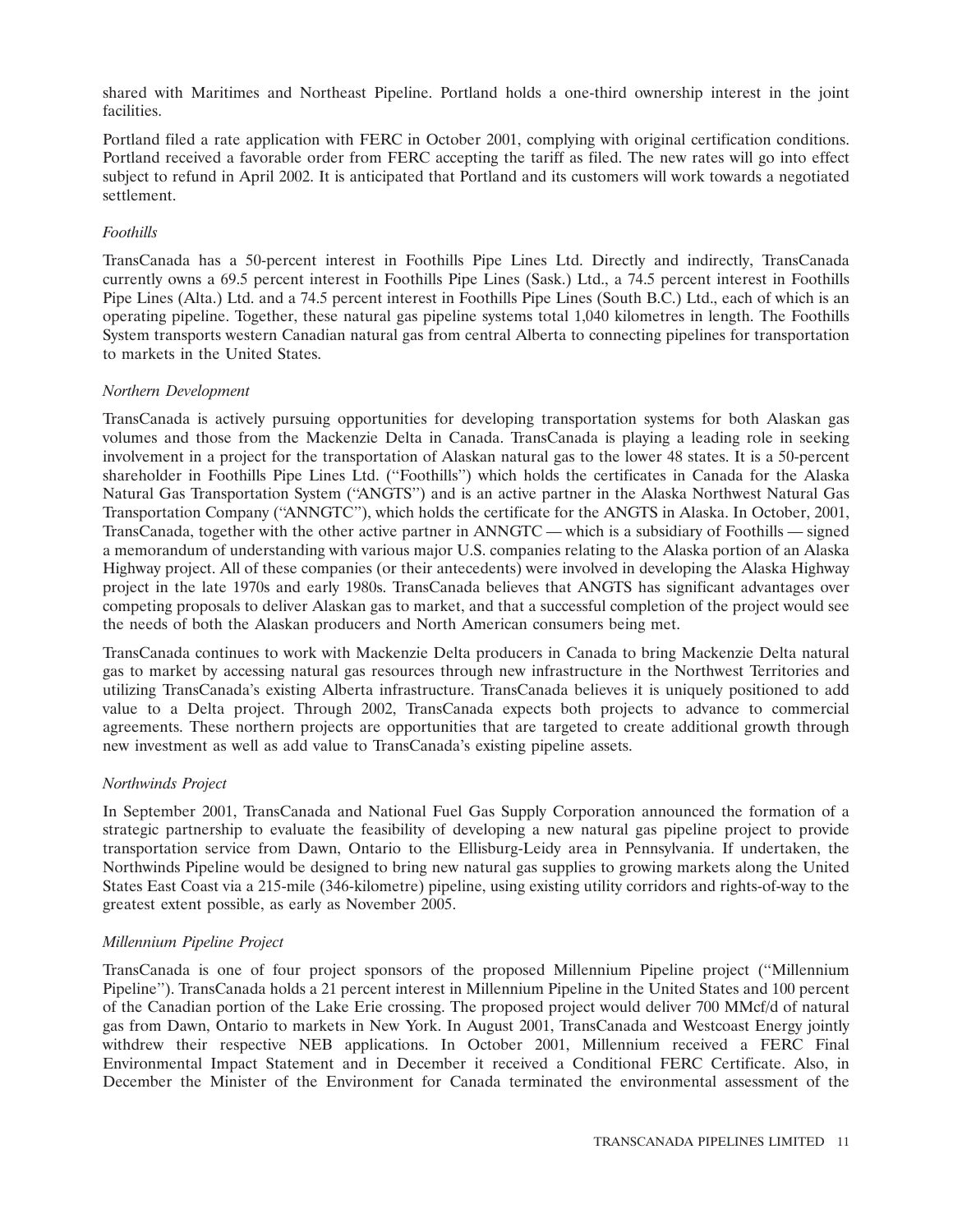shared with Maritimes and Northeast Pipeline. Portland holds a one-third ownership interest in the joint facilities.

Portland filed a rate application with FERC in October 2001, complying with original certification conditions. Portland received a favorable order from FERC accepting the tariff as filed. The new rates will go into effect subject to refund in April 2002. It is anticipated that Portland and its customers will work towards a negotiated settlement.

*Foothills*

TransCanada has a 50-percent interest in Foothills Pipe Lines Ltd. Directly and indirectly, TransCanada currently owns a 69.5 percent interest in Foothills Pipe Lines (Sask.) Ltd., a 74.5 percent interest in Foothills Pipe Lines (Alta.) Ltd. and a 74.5 percent interest in Foothills Pipe Lines (South B.C.) Ltd., each of which is an operating pipeline. Together, these natural gas pipeline systems total 1,040 kilometres in length. The Foothills System transports western Canadian natural gas from central Alberta to connecting pipelines for transportation to markets in the United States.

*Northern Development*

TransCanada is actively pursuing opportunities for developing transportation systems for both Alaskan gas volumes and those from the Mackenzie Delta in Canada. TransCanada is playing a leading role in seeking involvement in a project for the transportation of Alaskan natural gas to the lower 48 states. It is a 50-percent shareholder in Foothills Pipe Lines Ltd. (''Foothills'') which holds the certificates in Canada for the Alaska Natural Gas Transportation System (''ANGTS'') and is an active partner in the Alaska Northwest Natural Gas Transportation Company (''ANNGTC''), which holds the certificate for the ANGTS in Alaska. In October, 2001, TransCanada, together with the other active partner in ANNGTC — which is a subsidiary of Foothills — signed a memorandum of understanding with various major U.S. companies relating to the Alaska portion of an Alaska Highway project. All of these companies (or their antecedents) were involved in developing the Alaska Highway project in the late 1970s and early 1980s. TransCanada believes that ANGTS has significant advantages over competing proposals to deliver Alaskan gas to market, and that a successful completion of the project would see the needs of both the Alaskan producers and North American consumers being met.

TransCanada continues to work with Mackenzie Delta producers in Canada to bring Mackenzie Delta natural gas to market by accessing natural gas resources through new infrastructure in the Northwest Territories and utilizing TransCanada's existing Alberta infrastructure. TransCanada believes it is uniquely positioned to add value to a Delta project. Through 2002, TransCanada expects both projects to advance to commercial agreements. These northern projects are opportunities that are targeted to create additional growth through new investment as well as add value to TransCanada's existing pipeline assets.

*Northwinds Project*

In September 2001, TransCanada and National Fuel Gas Supply Corporation announced the formation of a strategic partnership to evaluate the feasibility of developing a new natural gas pipeline project to provide transportation service from Dawn, Ontario to the Ellisburg-Leidy area in Pennsylvania. If undertaken, the Northwinds Pipeline would be designed to bring new natural gas supplies to growing markets along the United States East Coast via a 215-mile (346-kilometre) pipeline, using existing utility corridors and rights-of-way to the greatest extent possible, as early as November 2005.

*Millennium Pipeline Project*

TransCanada is one of four project sponsors of the proposed Millennium Pipeline project (''Millennium Pipeline''). TransCanada holds a 21 percent interest in Millennium Pipeline in the United States and 100 percent of the Canadian portion of the Lake Erie crossing. The proposed project would deliver 700 MMcf/d of natural gas from Dawn, Ontario to markets in New York. In August 2001, TransCanada and Westcoast Energy jointly withdrew their respective NEB applications. In October 2001, Millennium received a FERC Final Environmental Impact Statement and in December it received a Conditional FERC Certificate. Also, in December the Minister of the Environment for Canada terminated the environmental assessment of the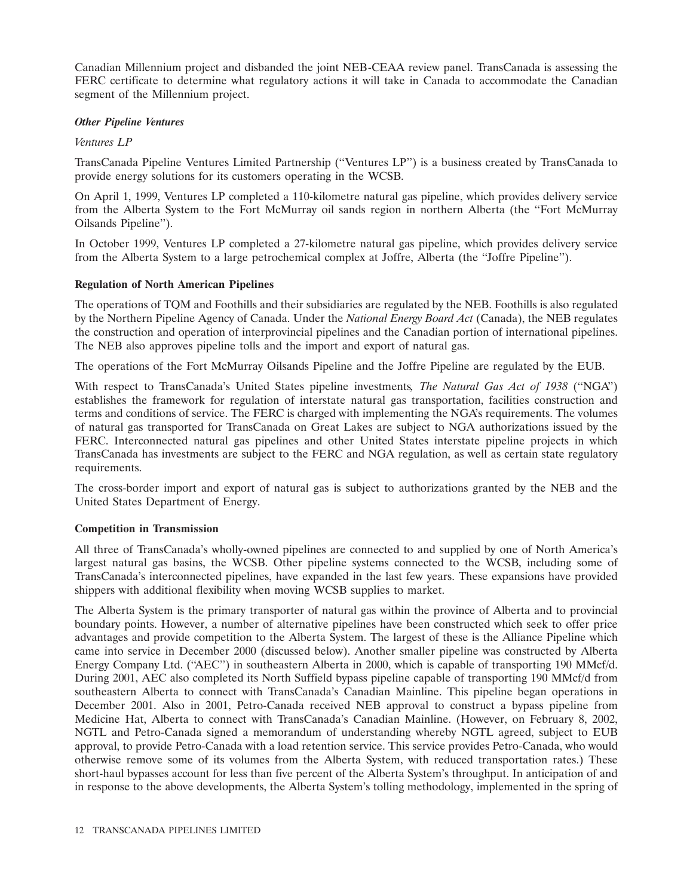Canadian Millennium project and disbanded the joint NEB-CEAA review panel. TransCanada is assessing the FERC certificate to determine what regulatory actions it will take in Canada to accommodate the Canadian segment of the Millennium project.

***Other Pipeline Ventures***

*Ventures LP*

TransCanada Pipeline Ventures Limited Partnership (''Ventures LP'') is a business created by TransCanada to provide energy solutions for its customers operating in the WCSB.

On April 1, 1999, Ventures LP completed a 110-kilometre natural gas pipeline, which provides delivery service from the Alberta System to the Fort McMurray oil sands region in northern Alberta (the ''Fort McMurray Oilsands Pipeline'').

In October 1999, Ventures LP completed a 27-kilometre natural gas pipeline, which provides delivery service from the Alberta System to a large petrochemical complex at Joffre, Alberta (the ''Joffre Pipeline'').

**Regulation of North American Pipelines**

The operations of TQM and Foothills and their subsidiaries are regulated by the NEB. Foothills is also regulated by the Northern Pipeline Agency of Canada. Under the *National Energy Board Act* (Canada), the NEB regulates the construction and operation of interprovincial pipelines and the Canadian portion of international pipelines. The NEB also approves pipeline tolls and the import and export of natural gas.

The operations of the Fort McMurray Oilsands Pipeline and the Joffre Pipeline are regulated by the EUB.

With respect to TransCanada's United States pipeline investments, *The Natural Gas Act of 1938* (''NGA'') establishes the framework for regulation of interstate natural gas transportation, facilities construction and terms and conditions of service. The FERC is charged with implementing the NGA's requirements. The volumes of natural gas transported for TransCanada on Great Lakes are subject to NGA authorizations issued by the FERC. Interconnected natural gas pipelines and other United States interstate pipeline projects in which TransCanada has investments are subject to the FERC and NGA regulation, as well as certain state regulatory requirements.

The cross-border import and export of natural gas is subject to authorizations granted by the NEB and the United States Department of Energy.

**Competition in Transmission**

All three of TransCanada's wholly-owned pipelines are connected to and supplied by one of North America's largest natural gas basins, the WCSB. Other pipeline systems connected to the WCSB, including some of TransCanada's interconnected pipelines, have expanded in the last few years. These expansions have provided shippers with additional flexibility when moving WCSB supplies to market.

The Alberta System is the primary transporter of natural gas within the province of Alberta and to provincial boundary points. However, a number of alternative pipelines have been constructed which seek to offer price advantages and provide competition to the Alberta System. The largest of these is the Alliance Pipeline which came into service in December 2000 (discussed below). Another smaller pipeline was constructed by Alberta Energy Company Ltd. (''AEC'') in southeastern Alberta in 2000, which is capable of transporting 190 MMcf/d. During 2001, AEC also completed its North Suffield bypass pipeline capable of transporting 190 MMcf/d from southeastern Alberta to connect with TransCanada's Canadian Mainline. This pipeline began operations in December 2001. Also in 2001, Petro-Canada received NEB approval to construct a bypass pipeline from Medicine Hat, Alberta to connect with TransCanada's Canadian Mainline. (However, on February 8, 2002, NGTL and Petro-Canada signed a memorandum of understanding whereby NGTL agreed, subject to EUB approval, to provide Petro-Canada with a load retention service. This service provides Petro-Canada, who would otherwise remove some of its volumes from the Alberta System, with reduced transportation rates.) These short-haul bypasses account for less than five percent of the Alberta System's throughput. In anticipation of and in response to the above developments, the Alberta System's tolling methodology, implemented in the spring of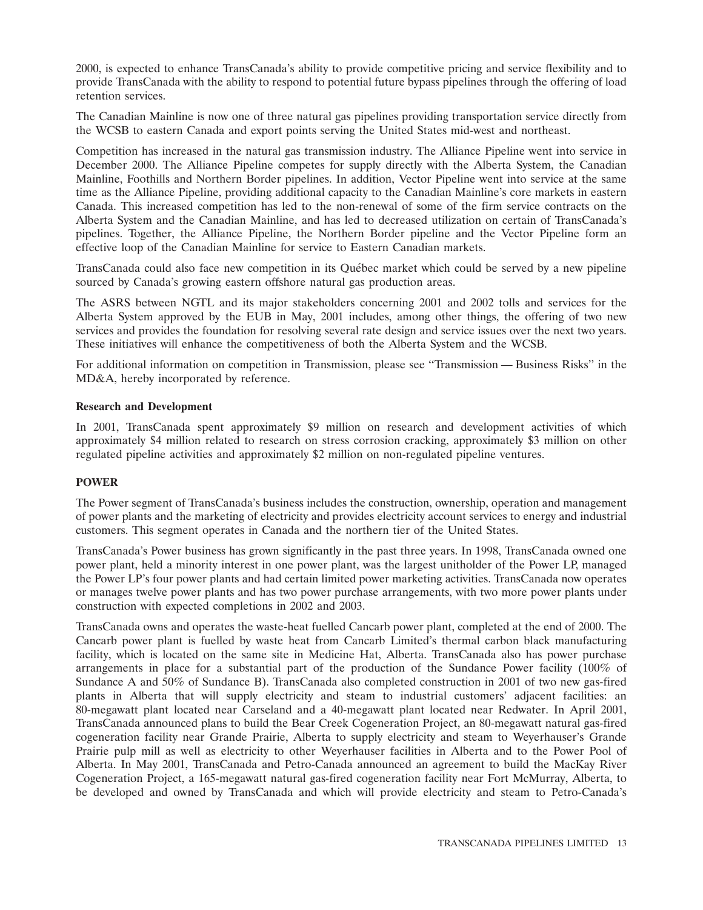2000, is expected to enhance TransCanada's ability to provide competitive pricing and service flexibility and to provide TransCanada with the ability to respond to potential future bypass pipelines through the offering of load retention services.

The Canadian Mainline is now one of three natural gas pipelines providing transportation service directly from the WCSB to eastern Canada and export points serving the United States mid-west and northeast.

Competition has increased in the natural gas transmission industry. The Alliance Pipeline went into service in December 2000. The Alliance Pipeline competes for supply directly with the Alberta System, the Canadian Mainline, Foothills and Northern Border pipelines. In addition, Vector Pipeline went into service at the same time as the Alliance Pipeline, providing additional capacity to the Canadian Mainline's core markets in eastern Canada. This increased competition has led to the non-renewal of some of the firm service contracts on the Alberta System and the Canadian Mainline, and has led to decreased utilization on certain of TransCanada's pipelines. Together, the Alliance Pipeline, the Northern Border pipeline and the Vector Pipeline form an effective loop of the Canadian Mainline for service to Eastern Canadian markets.

TransCanada could also face new competition in its Québec market which could be served by a new pipeline sourced by Canada's growing eastern offshore natural gas production areas.

The ASRS between NGTL and its major stakeholders concerning 2001 and 2002 tolls and services for the Alberta System approved by the EUB in May, 2001 includes, among other things, the offering of two new services and provides the foundation for resolving several rate design and service issues over the next two years. These initiatives will enhance the competitiveness of both the Alberta System and the WCSB.

For additional information on competition in Transmission, please see "Transmission — Business Risks" in the MD&A, hereby incorporated by reference.

**Research and Development**

In 2001, TransCanada spent approximately $9 million on research and development activities of which approximately $4 million related to research on stress corrosion cracking, approximately $3 million on other regulated pipeline activities and approximately $2 million on non-regulated pipeline ventures.

## POWER

The Power segment of TransCanada's business includes the construction, ownership, operation and management of power plants and the marketing of electricity and provides electricity account services to energy and industrial customers. This segment operates in Canada and the northern tier of the United States.

TransCanada's Power business has grown significantly in the past three years. In 1998, TransCanada owned one power plant, held a minority interest in one power plant, was the largest unitholder of the Power LP, managed the Power LP's four power plants and had certain limited power marketing activities. TransCanada now operates or manages twelve power plants and has two power purchase arrangements, with two more power plants under construction with expected completions in 2002 and 2003.

TransCanada owns and operates the waste-heat fuelled Cancarb power plant, completed at the end of 2000. The Cancarb power plant is fuelled by waste heat from Cancarb Limited's thermal carbon black manufacturing facility, which is located on the same site in Medicine Hat, Alberta. TransCanada also has power purchase arrangements in place for a substantial part of the production of the Sundance Power facility (100% of Sundance A and 50% of Sundance B). TransCanada also completed construction in 2001 of two new gas-fired plants in Alberta that will supply electricity and steam to industrial customers' adjacent facilities: an 80-megawatt plant located near Carseland and a 40-megawatt plant located near Redwater. In April 2001, TransCanada announced plans to build the Bear Creek Cogeneration Project, an 80-megawatt natural gas-fired cogeneration facility near Grande Prairie, Alberta to supply electricity and steam to Weyerhauser's Grande Prairie pulp mill as well as electricity to other Weyerhauser facilities in Alberta and to the Power Pool of Alberta. In May 2001, TransCanada and Petro-Canada announced an agreement to build the MacKay River Cogeneration Project, a 165-megawatt natural gas-fired cogeneration facility near Fort McMurray, Alberta, to be developed and owned by TransCanada and which will provide electricity and steam to Petro-Canada's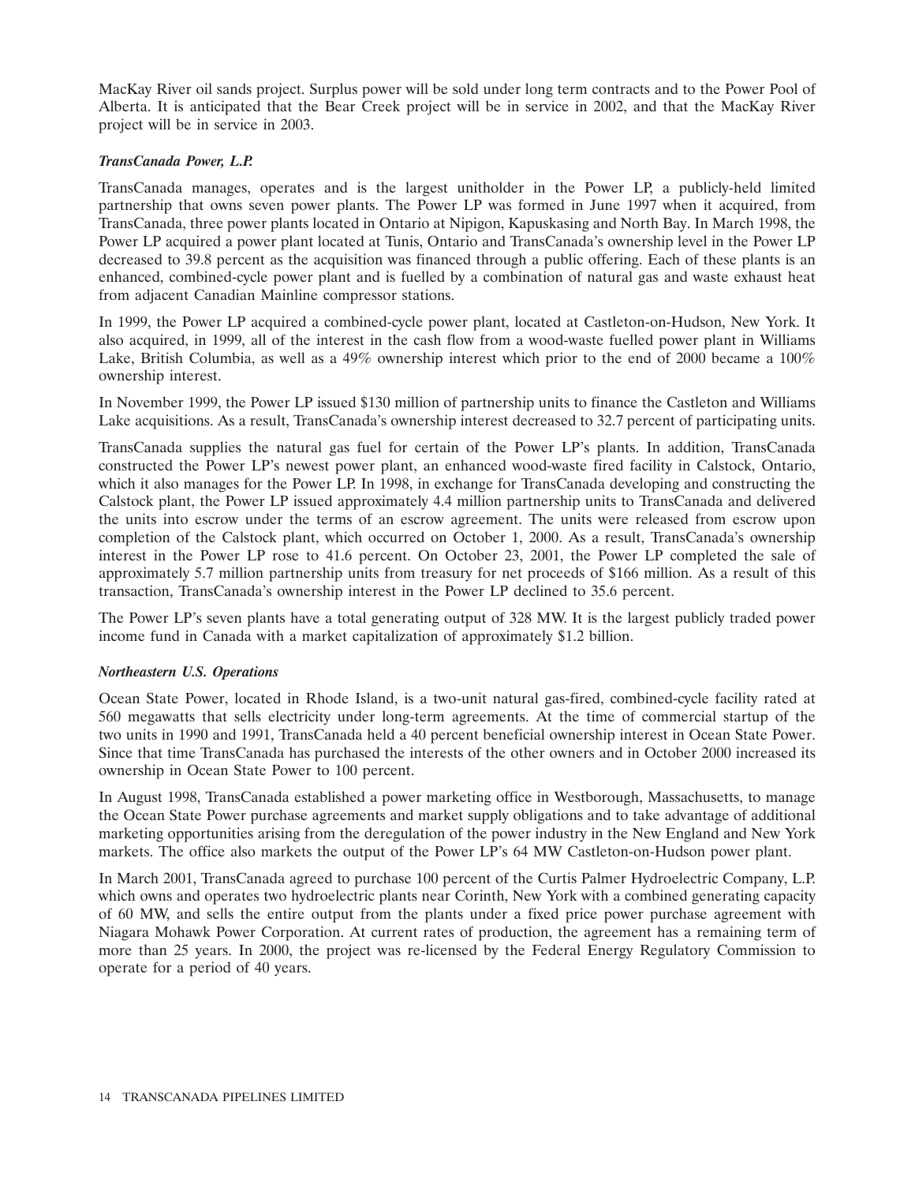MacKay River oil sands project. Surplus power will be sold under long term contracts and to the Power Pool of Alberta. It is anticipated that the Bear Creek project will be in service in 2002, and that the MacKay River project will be in service in 2003.

### *TransCanada Power, L.P.*

TransCanada manages, operates and is the largest unitholder in the Power LP, a publicly-held limited partnership that owns seven power plants. The Power LP was formed in June 1997 when it acquired, from TransCanada, three power plants located in Ontario at Nipigon, Kapuskasing and North Bay. In March 1998, the Power LP acquired a power plant located at Tunis, Ontario and TransCanada's ownership level in the Power LP decreased to 39.8 percent as the acquisition was financed through a public offering. Each of these plants is an enhanced, combined-cycle power plant and is fuelled by a combination of natural gas and waste exhaust heat from adjacent Canadian Mainline compressor stations.

In 1999, the Power LP acquired a combined-cycle power plant, located at Castleton-on-Hudson, New York. It also acquired, in 1999, all of the interest in the cash flow from a wood-waste fuelled power plant in Williams Lake, British Columbia, as well as a 49% ownership interest which prior to the end of 2000 became a 100% ownership interest.

In November 1999, the Power LP issued $130 million of partnership units to finance the Castleton and Williams Lake acquisitions. As a result, TransCanada's ownership interest decreased to 32.7 percent of participating units.

TransCanada supplies the natural gas fuel for certain of the Power LP's plants. In addition, TransCanada constructed the Power LP's newest power plant, an enhanced wood-waste fired facility in Calstock, Ontario, which it also manages for the Power LP. In 1998, in exchange for TransCanada developing and constructing the Calstock plant, the Power LP issued approximately 4.4 million partnership units to TransCanada and delivered the units into escrow under the terms of an escrow agreement. The units were released from escrow upon completion of the Calstock plant, which occurred on October 1, 2000. As a result, TransCanada's ownership interest in the Power LP rose to 41.6 percent. On October 23, 2001, the Power LP completed the sale of approximately 5.7 million partnership units from treasury for net proceeds of $166 million. As a result of this transaction, TransCanada's ownership interest in the Power LP declined to 35.6 percent.

The Power LP's seven plants have a total generating output of 328 MW. It is the largest publicly traded power income fund in Canada with a market capitalization of approximately $1.2 billion.

### *Northeastern U.S. Operations*

Ocean State Power, located in Rhode Island, is a two-unit natural gas-fired, combined-cycle facility rated at 560 megawatts that sells electricity under long-term agreements. At the time of commercial startup of the two units in 1990 and 1991, TransCanada held a 40 percent beneficial ownership interest in Ocean State Power. Since that time TransCanada has purchased the interests of the other owners and in October 2000 increased its ownership in Ocean State Power to 100 percent.

In August 1998, TransCanada established a power marketing office in Westborough, Massachusetts, to manage the Ocean State Power purchase agreements and market supply obligations and to take advantage of additional marketing opportunities arising from the deregulation of the power industry in the New England and New York markets. The office also markets the output of the Power LP's 64 MW Castleton-on-Hudson power plant.

In March 2001, TransCanada agreed to purchase 100 percent of the Curtis Palmer Hydroelectric Company, L.P. which owns and operates two hydroelectric plants near Corinth, New York with a combined generating capacity of 60 MW, and sells the entire output from the plants under a fixed price power purchase agreement with Niagara Mohawk Power Corporation. At current rates of production, the agreement has a remaining term of more than 25 years. In 2000, the project was re-licensed by the Federal Energy Regulatory Commission to operate for a period of 40 years.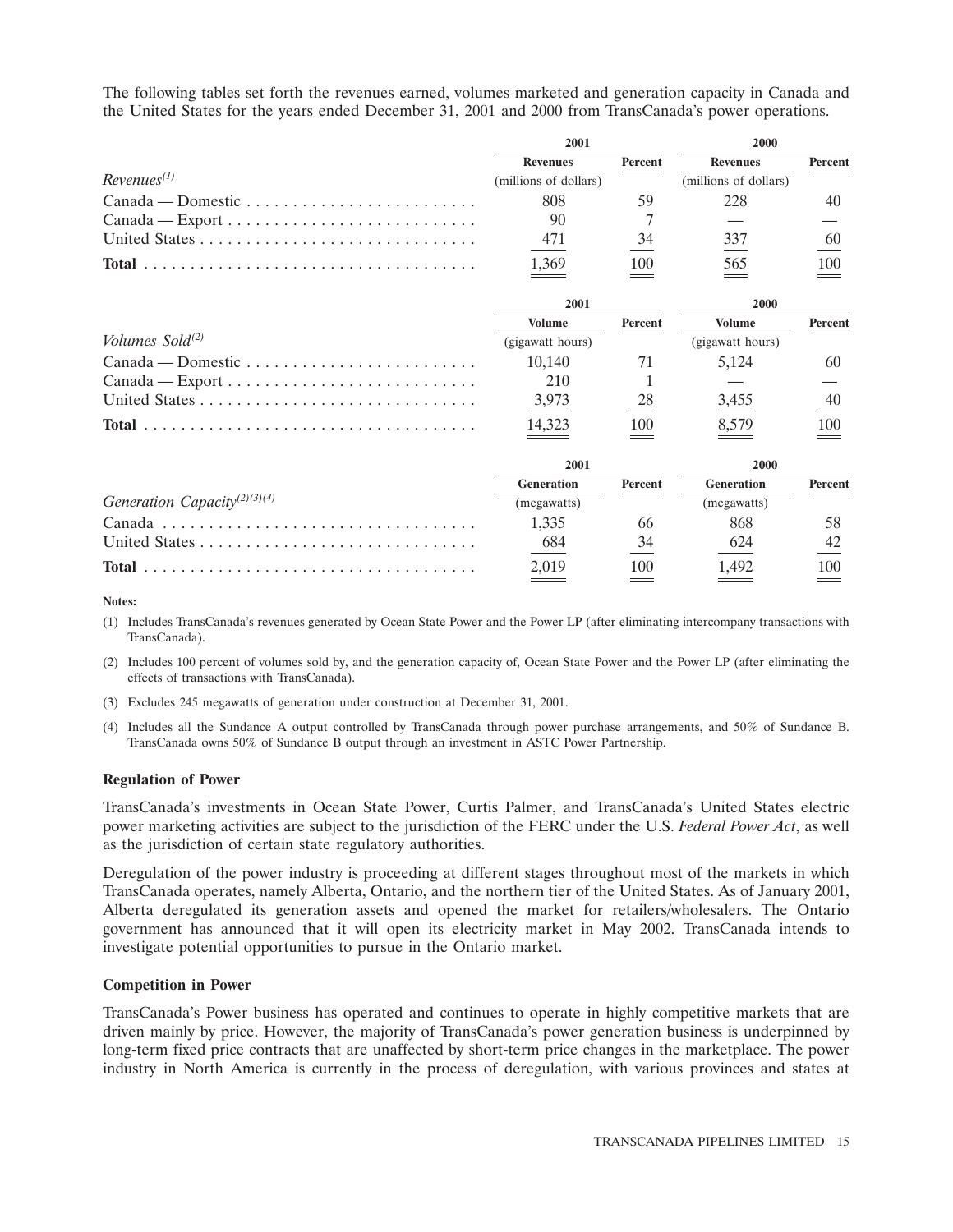The following tables set forth the revenues earned, volumes marketed and generation capacity in Canada and the United States for the years ended December 31, 2001 and 2000 from TransCanada's power operations.

| | 2001 | | 2000 | |
|---|---|---|---|---|
| | Revenues | Percent | Revenues | Percent |
| *Revenues*[(1)] | (millions of dollars) | | (millions of dollars) | |
| Canada — Domestic | 808 | 59 | 228 | 40 |
| Canada — Export | 90 | 7 | — | — |
| United States | 471 | 34 | 337 | 60 |
| **Total** | 1,369 | 100 | 565 | 100 |

| | 2001 | | 2000 | |
|---|---|---|---|---|
| | Volume | Percent | Volume | Percent |
| *Volumes Sold*[(2)] | (gigawatt hours) | | (gigawatt hours) | |
| Canada — Domestic | 10,140 | 71 | 5,124 | 60 |
| Canada — Export | 210 | 1 | — | — |
| United States | 3,973 | 28 | 3,455 | 40 |
| **Total** | 14,323 | 100 | 8,579 | 100 |

| | 2001 | | 2000 | |
|---|---|---|---|---|
| | Generation | Percent | Generation | Percent |
| *Generation Capacity*[(2)(3)(4)] | (megawatts) | | (megawatts) | |
| Canada | 1,335 | 66 | 868 | 58 |
| United States | 684 | 34 | 624 | 42 |
| **Total** | 2,019 | 100 | 1,492 | 100 |

**Notes:**

(1) Includes TransCanada's revenues generated by Ocean State Power and the Power LP (after eliminating intercompany transactions with TransCanada).

(2) Includes 100 percent of volumes sold by, and the generation capacity of, Ocean State Power and the Power LP (after eliminating the effects of transactions with TransCanada).

(3) Excludes 245 megawatts of generation under construction at December 31, 2001.

(4) Includes all the Sundance A output controlled by TransCanada through power purchase arrangements, and 50% of Sundance B. TransCanada owns 50% of Sundance B output through an investment in ASTC Power Partnership.

### Regulation of Power

TransCanada's investments in Ocean State Power, Curtis Palmer, and TransCanada's United States electric power marketing activities are subject to the jurisdiction of the FERC under the U.S. *Federal Power Act*, as well as the jurisdiction of certain state regulatory authorities.

Deregulation of the power industry is proceeding at different stages throughout most of the markets in which TransCanada operates, namely Alberta, Ontario, and the northern tier of the United States. As of January 2001, Alberta deregulated its generation assets and opened the market for retailers/wholesalers. The Ontario government has announced that it will open its electricity market in May 2002. TransCanada intends to investigate potential opportunities to pursue in the Ontario market.

### Competition in Power

TransCanada's Power business has operated and continues to operate in highly competitive markets that are driven mainly by price. However, the majority of TransCanada's power generation business is underpinned by long-term fixed price contracts that are unaffected by short-term price changes in the marketplace. The power industry in North America is currently in the process of deregulation, with various provinces and states at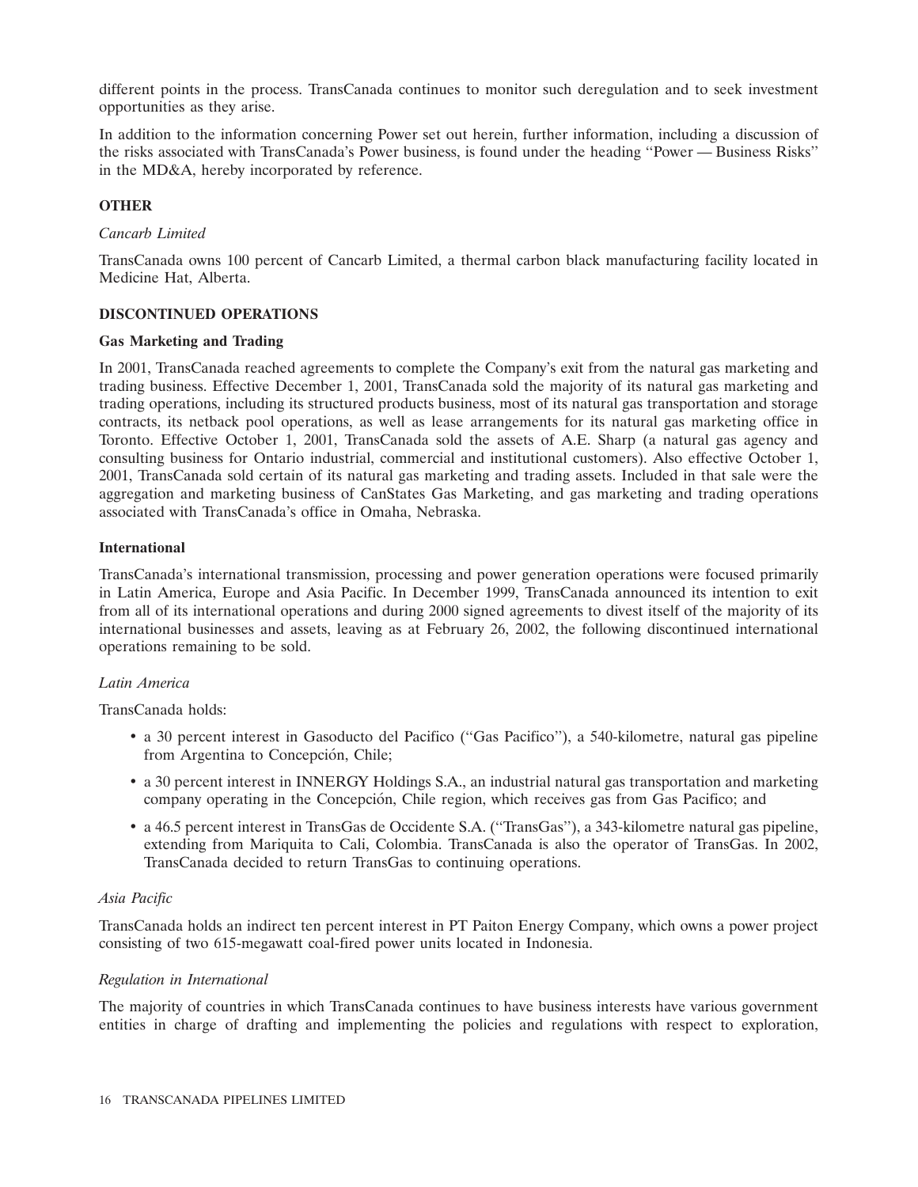different points in the process. TransCanada continues to monitor such deregulation and to seek investment opportunities as they arise.

In addition to the information concerning Power set out herein, further information, including a discussion of the risks associated with TransCanada's Power business, is found under the heading "Power — Business Risks" in the MD&A, hereby incorporated by reference.

## OTHER

*Cancarb Limited*

TransCanada owns 100 percent of Cancarb Limited, a thermal carbon black manufacturing facility located in Medicine Hat, Alberta.

## DISCONTINUED OPERATIONS

### Gas Marketing and Trading

In 2001, TransCanada reached agreements to complete the Company's exit from the natural gas marketing and trading business. Effective December 1, 2001, TransCanada sold the majority of its natural gas marketing and trading operations, including its structured products business, most of its natural gas transportation and storage contracts, its netback pool operations, as well as lease arrangements for its natural gas marketing office in Toronto. Effective October 1, 2001, TransCanada sold the assets of A.E. Sharp (a natural gas agency and consulting business for Ontario industrial, commercial and institutional customers). Also effective October 1, 2001, TransCanada sold certain of its natural gas marketing and trading assets. Included in that sale were the aggregation and marketing business of CanStates Gas Marketing, and gas marketing and trading operations associated with TransCanada's office in Omaha, Nebraska.

### International

TransCanada's international transmission, processing and power generation operations were focused primarily in Latin America, Europe and Asia Pacific. In December 1999, TransCanada announced its intention to exit from all of its international operations and during 2000 signed agreements to divest itself of the majority of its international businesses and assets, leaving as at February 26, 2002, the following discontinued international operations remaining to be sold.

*Latin America*

TransCanada holds:

- a 30 percent interest in Gasoducto del Pacifico ("Gas Pacifico"), a 540-kilometre, natural gas pipeline from Argentina to Concepción, Chile;
- a 30 percent interest in INNERGY Holdings S.A., an industrial natural gas transportation and marketing company operating in the Concepción, Chile region, which receives gas from Gas Pacifico; and
- a 46.5 percent interest in TransGas de Occidente S.A. ("TransGas"), a 343-kilometre natural gas pipeline, extending from Mariquita to Cali, Colombia. TransCanada is also the operator of TransGas. In 2002, TransCanada decided to return TransGas to continuing operations.

*Asia Pacific*

TransCanada holds an indirect ten percent interest in PT Paiton Energy Company, which owns a power project consisting of two 615-megawatt coal-fired power units located in Indonesia.

*Regulation in International*

The majority of countries in which TransCanada continues to have business interests have various government entities in charge of drafting and implementing the policies and regulations with respect to exploration,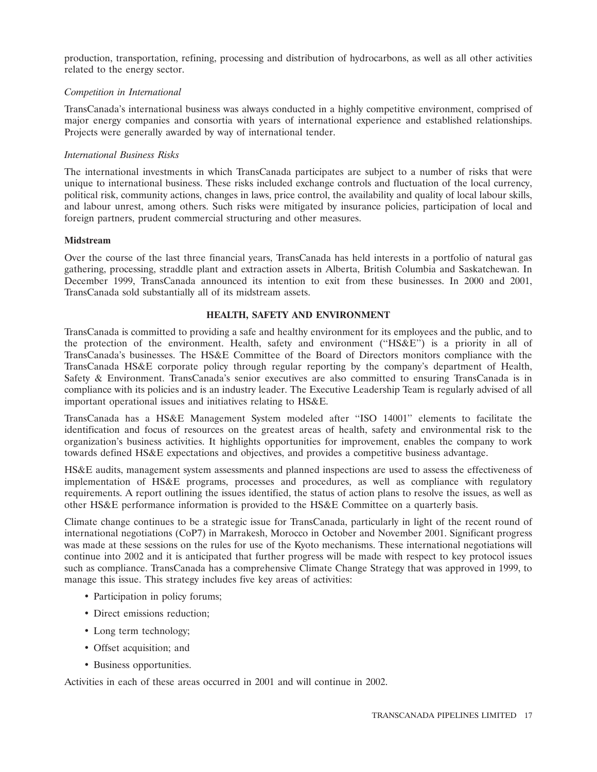production, transportation, refining, processing and distribution of hydrocarbons, as well as all other activities related to the energy sector.

*Competition in International*

TransCanada's international business was always conducted in a highly competitive environment, comprised of major energy companies and consortia with years of international experience and established relationships. Projects were generally awarded by way of international tender.

*International Business Risks*

The international investments in which TransCanada participates are subject to a number of risks that were unique to international business. These risks included exchange controls and fluctuation of the local currency, political risk, community actions, changes in laws, price control, the availability and quality of local labour skills, and labour unrest, among others. Such risks were mitigated by insurance policies, participation of local and foreign partners, prudent commercial structuring and other measures.

**Midstream**

Over the course of the last three financial years, TransCanada has held interests in a portfolio of natural gas gathering, processing, straddle plant and extraction assets in Alberta, British Columbia and Saskatchewan. In December 1999, TransCanada announced its intention to exit from these businesses. In 2000 and 2001, TransCanada sold substantially all of its midstream assets.

## HEALTH, SAFETY AND ENVIRONMENT

TransCanada is committed to providing a safe and healthy environment for its employees and the public, and to the protection of the environment. Health, safety and environment (''HS&E'') is a priority in all of TransCanada's businesses. The HS&E Committee of the Board of Directors monitors compliance with the TransCanada HS&E corporate policy through regular reporting by the company's department of Health, Safety & Environment. TransCanada's senior executives are also committed to ensuring TransCanada is in compliance with its policies and is an industry leader. The Executive Leadership Team is regularly advised of all important operational issues and initiatives relating to HS&E.

TransCanada has a HS&E Management System modeled after ''ISO 14001'' elements to facilitate the identification and focus of resources on the greatest areas of health, safety and environmental risk to the organization's business activities. It highlights opportunities for improvement, enables the company to work towards defined HS&E expectations and objectives, and provides a competitive business advantage.

HS&E audits, management system assessments and planned inspections are used to assess the effectiveness of implementation of HS&E programs, processes and procedures, as well as compliance with regulatory requirements. A report outlining the issues identified, the status of action plans to resolve the issues, as well as other HS&E performance information is provided to the HS&E Committee on a quarterly basis.

Climate change continues to be a strategic issue for TransCanada, particularly in light of the recent round of international negotiations (CoP7) in Marrakesh, Morocco in October and November 2001. Significant progress was made at these sessions on the rules for use of the Kyoto mechanisms. These international negotiations will continue into 2002 and it is anticipated that further progress will be made with respect to key protocol issues such as compliance. TransCanada has a comprehensive Climate Change Strategy that was approved in 1999, to manage this issue. This strategy includes five key areas of activities:

- Participation in policy forums;
- Direct emissions reduction;
- Long term technology;
- Offset acquisition; and
- Business opportunities.

Activities in each of these areas occurred in 2001 and will continue in 2002.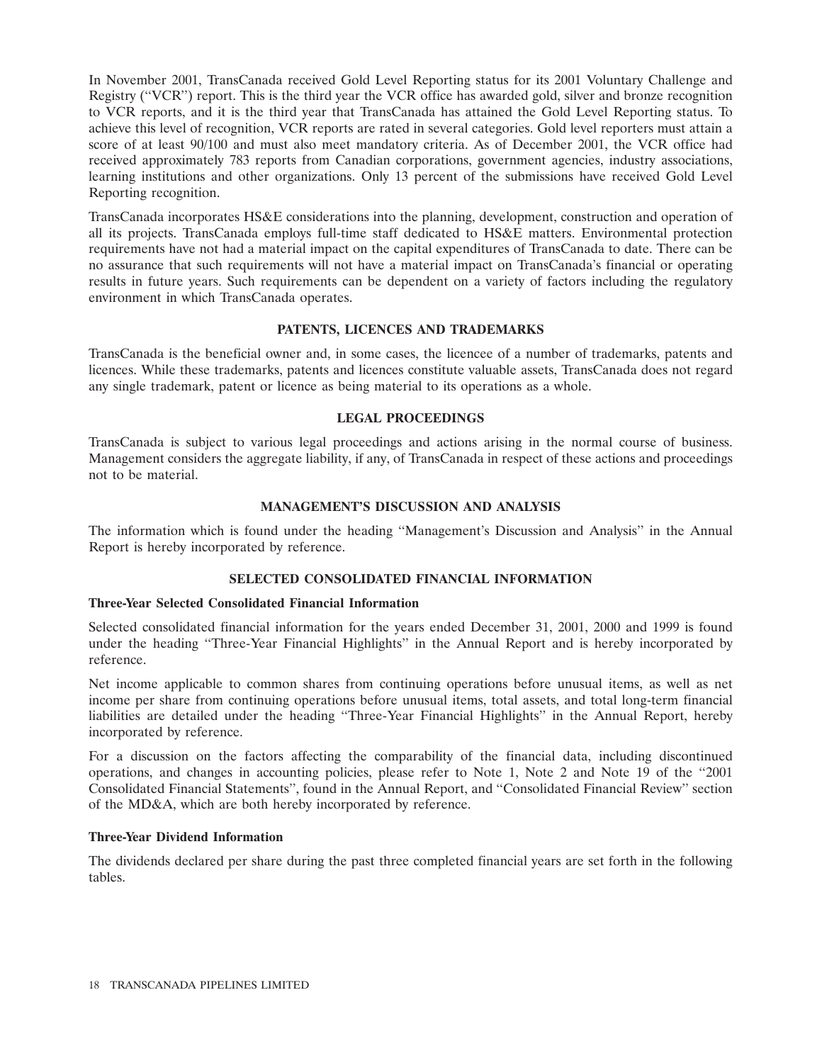In November 2001, TransCanada received Gold Level Reporting status for its 2001 Voluntary Challenge and Registry (''VCR'') report. This is the third year the VCR office has awarded gold, silver and bronze recognition to VCR reports, and it is the third year that TransCanada has attained the Gold Level Reporting status. To achieve this level of recognition, VCR reports are rated in several categories. Gold level reporters must attain a score of at least 90/100 and must also meet mandatory criteria. As of December 2001, the VCR office had received approximately 783 reports from Canadian corporations, government agencies, industry associations, learning institutions and other organizations. Only 13 percent of the submissions have received Gold Level Reporting recognition.

TransCanada incorporates HS&E considerations into the planning, development, construction and operation of all its projects. TransCanada employs full-time staff dedicated to HS&E matters. Environmental protection requirements have not had a material impact on the capital expenditures of TransCanada to date. There can be no assurance that such requirements will not have a material impact on TransCanada's financial or operating results in future years. Such requirements can be dependent on a variety of factors including the regulatory environment in which TransCanada operates.

## PATENTS, LICENCES AND TRADEMARKS

TransCanada is the beneficial owner and, in some cases, the licencee of a number of trademarks, patents and licences. While these trademarks, patents and licences constitute valuable assets, TransCanada does not regard any single trademark, patent or licence as being material to its operations as a whole.

## LEGAL PROCEEDINGS

TransCanada is subject to various legal proceedings and actions arising in the normal course of business. Management considers the aggregate liability, if any, of TransCanada in respect of these actions and proceedings not to be material.

## MANAGEMENT'S DISCUSSION AND ANALYSIS

The information which is found under the heading ''Management's Discussion and Analysis'' in the Annual Report is hereby incorporated by reference.

## SELECTED CONSOLIDATED FINANCIAL INFORMATION

### Three-Year Selected Consolidated Financial Information

Selected consolidated financial information for the years ended December 31, 2001, 2000 and 1999 is found under the heading ''Three-Year Financial Highlights'' in the Annual Report and is hereby incorporated by reference.

Net income applicable to common shares from continuing operations before unusual items, as well as net income per share from continuing operations before unusual items, total assets, and total long-term financial liabilities are detailed under the heading ''Three-Year Financial Highlights'' in the Annual Report, hereby incorporated by reference.

For a discussion on the factors affecting the comparability of the financial data, including discontinued operations, and changes in accounting policies, please refer to Note 1, Note 2 and Note 19 of the ''2001 Consolidated Financial Statements'', found in the Annual Report, and ''Consolidated Financial Review'' section of the MD&A, which are both hereby incorporated by reference.

### Three-Year Dividend Information

The dividends declared per share during the past three completed financial years are set forth in the following tables.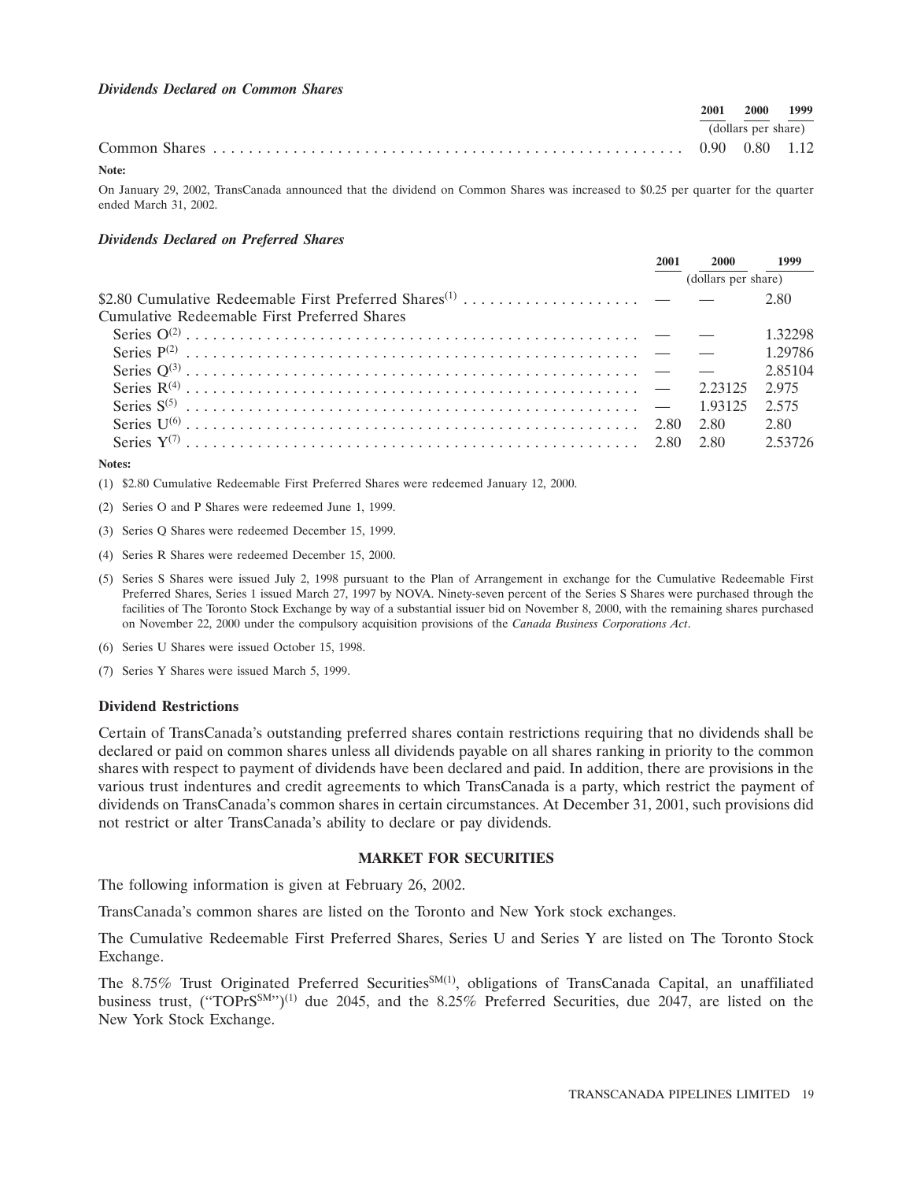### *Dividends Declared on Common Shares*

| | 2001 | 2000 | 1999 |
|---|---|---|---|
| | (dollars per share) | | |
| Common Shares | 0.90 | 0.80 | 1.12 |

**Note:**

On January 29, 2002, TransCanada announced that the dividend on Common Shares was increased to $0.25 per quarter for the quarter ended March 31, 2002.

### *Dividends Declared on Preferred Shares*

| | 2001 | 2000 | 1999 |
|---|---|---|---|
| | (dollars per share) | | |
| $2.80 Cumulative Redeemable First Preferred Shares[(1)] | — | — | 2.80 |
| Cumulative Redeemable First Preferred Shares | | | |
| Series O[(2)] | — | — | 1.32298 |
| Series P[(2)] | — | — | 1.29786 |
| Series Q[(3)] | — | — | 2.85104 |
| Series R[(4)] | — | 2.23125 | 2.975 |
| Series S[(5)] | — | 1.93125 | 2.575 |
| Series U[(6)] | 2.80 | 2.80 | 2.80 |
| Series Y[(7)] | 2.80 | 2.80 | 2.53726 |

**Notes:**

(1) $2.80 Cumulative Redeemable First Preferred Shares were redeemed January 12, 2000.

(2) Series O and P Shares were redeemed June 1, 1999.

(3) Series Q Shares were redeemed December 15, 1999.

(4) Series R Shares were redeemed December 15, 2000.

(5) Series S Shares were issued July 2, 1998 pursuant to the Plan of Arrangement in exchange for the Cumulative Redeemable First Preferred Shares, Series 1 issued March 27, 1997 by NOVA. Ninety-seven percent of the Series S Shares were purchased through the facilities of The Toronto Stock Exchange by way of a substantial issuer bid on November 8, 2000, with the remaining shares purchased on November 22, 2000 under the compulsory acquisition provisions of the *Canada Business Corporations Act*.

(6) Series U Shares were issued October 15, 1998.

(7) Series Y Shares were issued March 5, 1999.

### Dividend Restrictions

Certain of TransCanada's outstanding preferred shares contain restrictions requiring that no dividends shall be declared or paid on common shares unless all dividends payable on all shares ranking in priority to the common shares with respect to payment of dividends have been declared and paid. In addition, there are provisions in the various trust indentures and credit agreements to which TransCanada is a party, which restrict the payment of dividends on TransCanada's common shares in certain circumstances. At December 31, 2001, such provisions did not restrict or alter TransCanada's ability to declare or pay dividends.

## MARKET FOR SECURITIES

The following information is given at February 26, 2002.

TransCanada's common shares are listed on the Toronto and New York stock exchanges.

The Cumulative Redeemable First Preferred Shares, Series U and Series Y are listed on The Toronto Stock Exchange.

The 8.75% Trust Originated Preferred Securities[SM(1)], obligations of TransCanada Capital, an unaffiliated business trust, ("TOPrS[SM]")[(1)] due 2045, and the 8.25% Preferred Securities, due 2047, are listed on the New York Stock Exchange.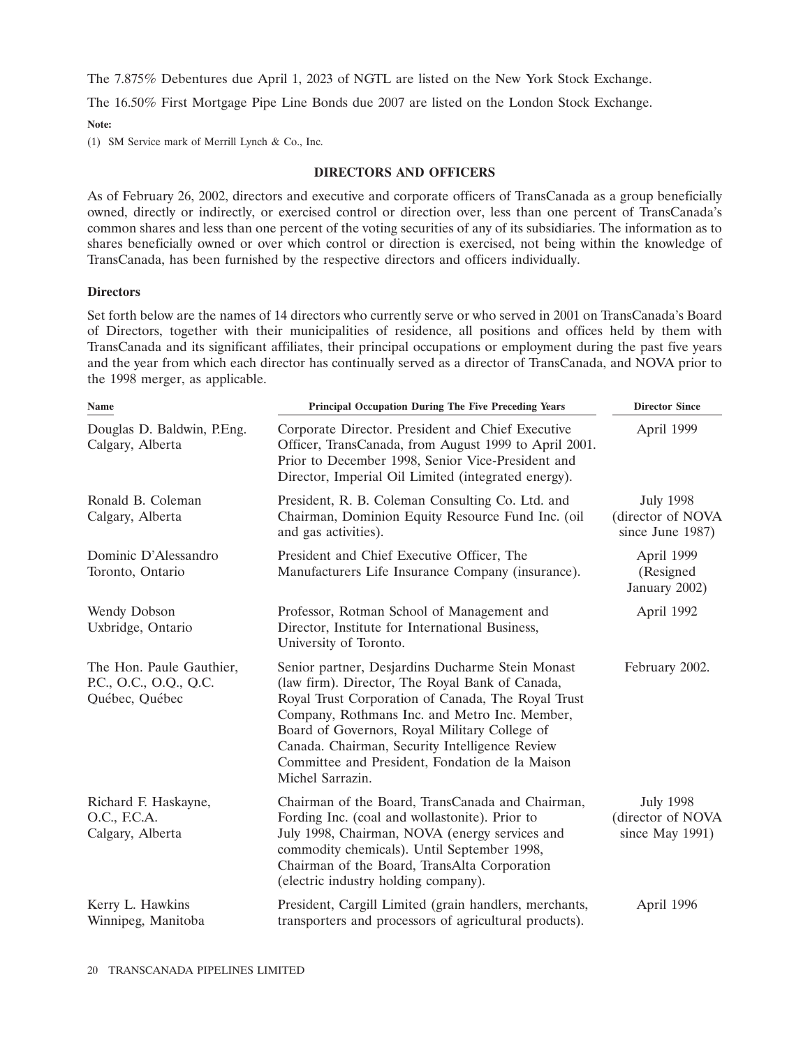The 7.875% Debentures due April 1, 2023 of NGTL are listed on the New York Stock Exchange.

The 16.50% First Mortgage Pipe Line Bonds due 2007 are listed on the London Stock Exchange.

**Note:**

(1) SM Service mark of Merrill Lynch & Co., Inc.

## DIRECTORS AND OFFICERS

As of February 26, 2002, directors and executive and corporate officers of TransCanada as a group beneficially owned, directly or indirectly, or exercised control or direction over, less than one percent of TransCanada's common shares and less than one percent of the voting securities of any of its subsidiaries. The information as to shares beneficially owned or over which control or direction is exercised, not being within the knowledge of TransCanada, has been furnished by the respective directors and officers individually.

### Directors

Set forth below are the names of 14 directors who currently serve or who served in 2001 on TransCanada's Board of Directors, together with their municipalities of residence, all positions and offices held by them with TransCanada and its significant affiliates, their principal occupations or employment during the past five years and the year from which each director has continually served as a director of TransCanada, and NOVA prior to the 1998 merger, as applicable.

| Name | Principal Occupation During The Five Preceding Years | Director Since |
|---|---|---|
| Douglas D. Baldwin, P.Eng. Calgary, Alberta | Corporate Director. President and Chief Executive Officer, TransCanada, from August 1999 to April 2001. Prior to December 1998, Senior Vice-President and Director, Imperial Oil Limited (integrated energy). | April 1999 |
| Ronald B. Coleman Calgary, Alberta | President, R. B. Coleman Consulting Co. Ltd. and Chairman, Dominion Equity Resource Fund Inc. (oil and gas activities). | July 1998 (director of NOVA since June 1987) |
| Dominic D'Alessandro Toronto, Ontario | President and Chief Executive Officer, The Manufacturers Life Insurance Company (insurance). | April 1999 (Resigned January 2002) |
| Wendy Dobson Uxbridge, Ontario | Professor, Rotman School of Management and Director, Institute for International Business, University of Toronto. | April 1992 |
| The Hon. Paule Gauthier, P.C., O.C., O.Q., Q.C. Québec, Québec | Senior partner, Desjardins Ducharme Stein Monast (law firm). Director, The Royal Bank of Canada, Royal Trust Corporation of Canada, The Royal Trust Company, Rothmans Inc. and Metro Inc. Member, Board of Governors, Royal Military College of Canada. Chairman, Security Intelligence Review Committee and President, Fondation de la Maison Michel Sarrazin. | February 2002. |
| Richard F. Haskayne, O.C., F.C.A. Calgary, Alberta | Chairman of the Board, TransCanada and Chairman, Fording Inc. (coal and wollastonite). Prior to July 1998, Chairman, NOVA (energy services and commodity chemicals). Until September 1998, Chairman of the Board, TransAlta Corporation (electric industry holding company). | July 1998 (director of NOVA since May 1991) |
| Kerry L. Hawkins Winnipeg, Manitoba | President, Cargill Limited (grain handlers, merchants, transporters and processors of agricultural products). | April 1996 |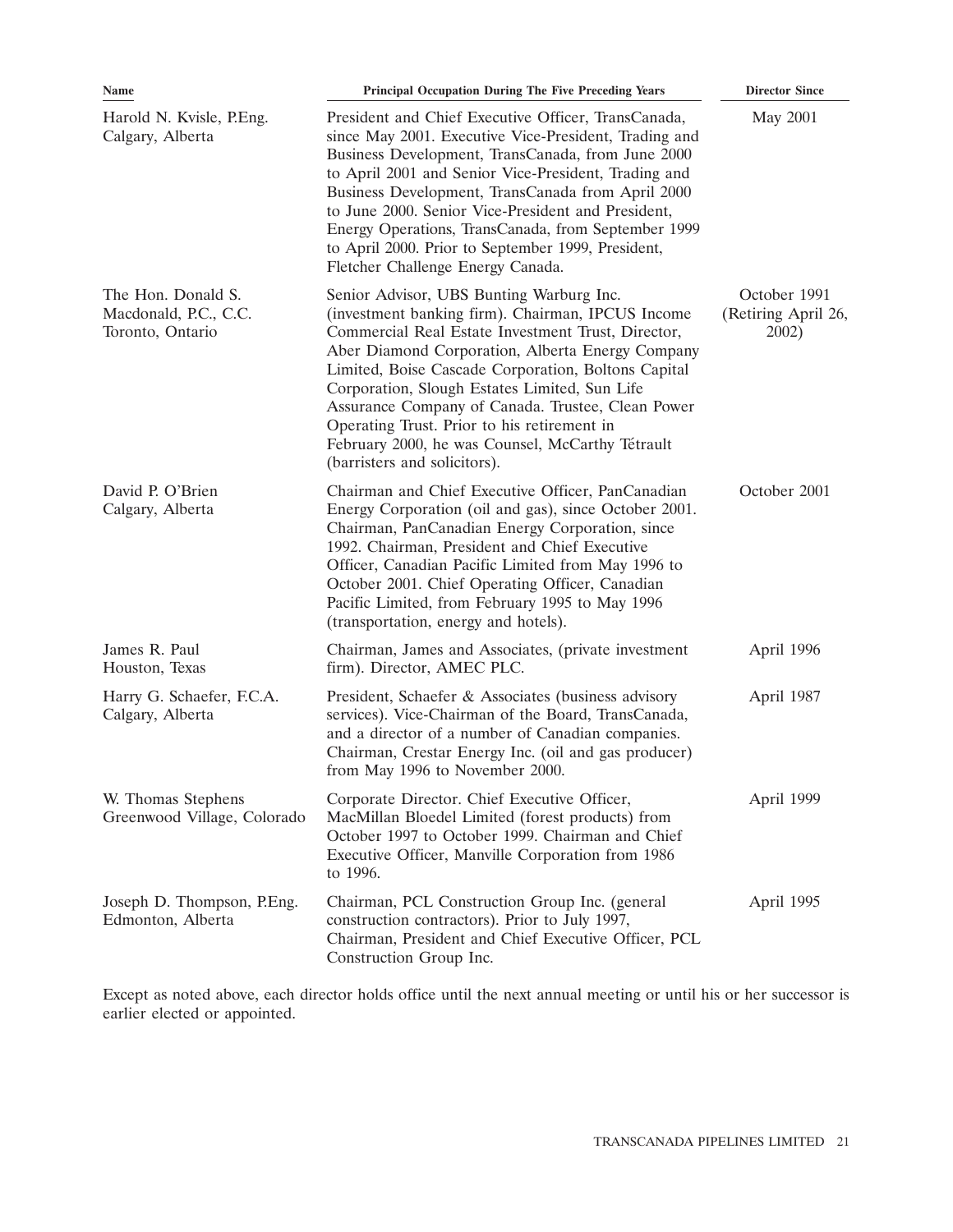| Name | Principal Occupation During The Five Preceding Years | Director Since |
|---|---|---|
| Harold N. Kvisle, P.Eng.<br>Calgary, Alberta | President and Chief Executive Officer, TransCanada, since May 2001. Executive Vice-President, Trading and Business Development, TransCanada, from June 2000 to April 2001 and Senior Vice-President, Trading and Business Development, TransCanada from April 2000 to June 2000. Senior Vice-President and President, Energy Operations, TransCanada, from September 1999 to April 2000. Prior to September 1999, President, Fletcher Challenge Energy Canada. | May 2001 |
| The Hon. Donald S. Macdonald, P.C., C.C.<br>Toronto, Ontario | Senior Advisor, UBS Bunting Warburg Inc. (investment banking firm). Chairman, IPCUS Income Commercial Real Estate Investment Trust, Director, Aber Diamond Corporation, Alberta Energy Company Limited, Boise Cascade Corporation, Boltons Capital Corporation, Slough Estates Limited, Sun Life Assurance Company of Canada. Trustee, Clean Power Operating Trust. Prior to his retirement in February 2000, he was Counsel, McCarthy Tétrault (barristers and solicitors). | October 1991 (Retiring April 26, 2002) |
| David P. O'Brien<br>Calgary, Alberta | Chairman and Chief Executive Officer, PanCanadian Energy Corporation (oil and gas), since October 2001. Chairman, PanCanadian Energy Corporation, since 1992. Chairman, President and Chief Executive Officer, Canadian Pacific Limited from May 1996 to October 2001. Chief Operating Officer, Canadian Pacific Limited, from February 1995 to May 1996 (transportation, energy and hotels). | October 2001 |
| James R. Paul<br>Houston, Texas | Chairman, James and Associates, (private investment firm). Director, AMEC PLC. | April 1996 |
| Harry G. Schaefer, F.C.A.<br>Calgary, Alberta | President, Schaefer & Associates (business advisory services). Vice-Chairman of the Board, TransCanada, and a director of a number of Canadian companies. Chairman, Crestar Energy Inc. (oil and gas producer) from May 1996 to November 2000. | April 1987 |
| W. Thomas Stephens<br>Greenwood Village, Colorado | Corporate Director. Chief Executive Officer, MacMillan Bloedel Limited (forest products) from October 1997 to October 1999. Chairman and Chief Executive Officer, Manville Corporation from 1986 to 1996. | April 1999 |
| Joseph D. Thompson, P.Eng.<br>Edmonton, Alberta | Chairman, PCL Construction Group Inc. (general construction contractors). Prior to July 1997, Chairman, President and Chief Executive Officer, PCL Construction Group Inc. | April 1995 |

Except as noted above, each director holds office until the next annual meeting or until his or her successor is earlier elected or appointed.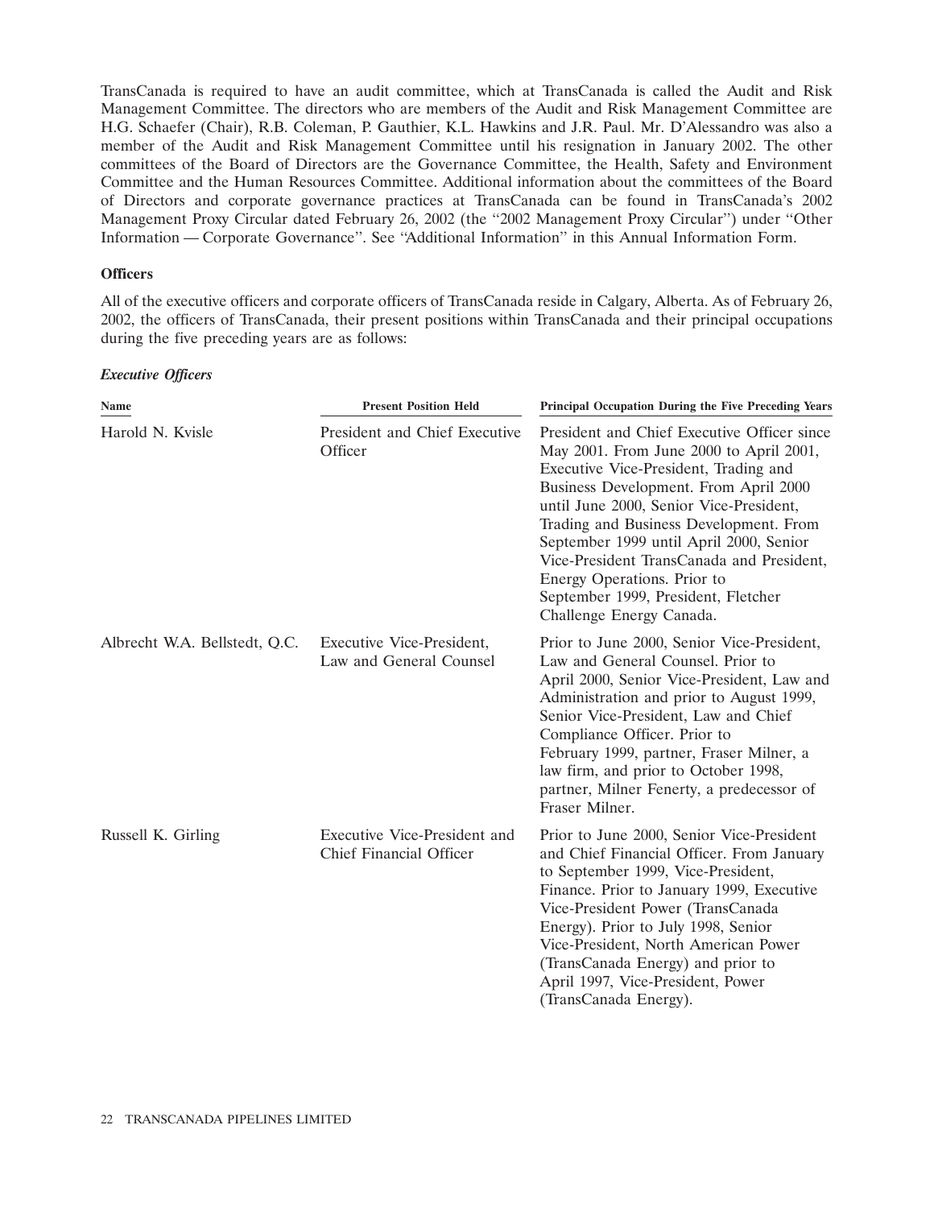TransCanada is required to have an audit committee, which at TransCanada is called the Audit and Risk Management Committee. The directors who are members of the Audit and Risk Management Committee are H.G. Schaefer (Chair), R.B. Coleman, P. Gauthier, K.L. Hawkins and J.R. Paul. Mr. D'Alessandro was also a member of the Audit and Risk Management Committee until his resignation in January 2002. The other committees of the Board of Directors are the Governance Committee, the Health, Safety and Environment Committee and the Human Resources Committee. Additional information about the committees of the Board of Directors and corporate governance practices at TransCanada can be found in TransCanada's 2002 Management Proxy Circular dated February 26, 2002 (the ''2002 Management Proxy Circular'') under ''Other Information — Corporate Governance''. See ''Additional Information'' in this Annual Information Form.

### Officers

All of the executive officers and corporate officers of TransCanada reside in Calgary, Alberta. As of February 26, 2002, the officers of TransCanada, their present positions within TransCanada and their principal occupations during the five preceding years are as follows:

#### *Executive Officers*

| Name | Present Position Held | Principal Occupation During the Five Preceding Years |
|---|---|---|
| Harold N. Kvisle | President and Chief Executive Officer | President and Chief Executive Officer since May 2001. From June 2000 to April 2001, Executive Vice-President, Trading and Business Development. From April 2000 until June 2000, Senior Vice-President, Trading and Business Development. From September 1999 until April 2000, Senior Vice-President TransCanada and President, Energy Operations. Prior to September 1999, President, Fletcher Challenge Energy Canada. |
| Albrecht W.A. Bellstedt, Q.C. | Executive Vice-President, Law and General Counsel | Prior to June 2000, Senior Vice-President, Law and General Counsel. Prior to April 2000, Senior Vice-President, Law and Administration and prior to August 1999, Senior Vice-President, Law and Chief Compliance Officer. Prior to February 1999, partner, Fraser Milner, a law firm, and prior to October 1998, partner, Milner Fenerty, a predecessor of Fraser Milner. |
| Russell K. Girling | Executive Vice-President and Chief Financial Officer | Prior to June 2000, Senior Vice-President and Chief Financial Officer. From January to September 1999, Vice-President, Finance. Prior to January 1999, Executive Vice-President Power (TransCanada Energy). Prior to July 1998, Senior Vice-President, North American Power (TransCanada Energy) and prior to April 1997, Vice-President, Power (TransCanada Energy). |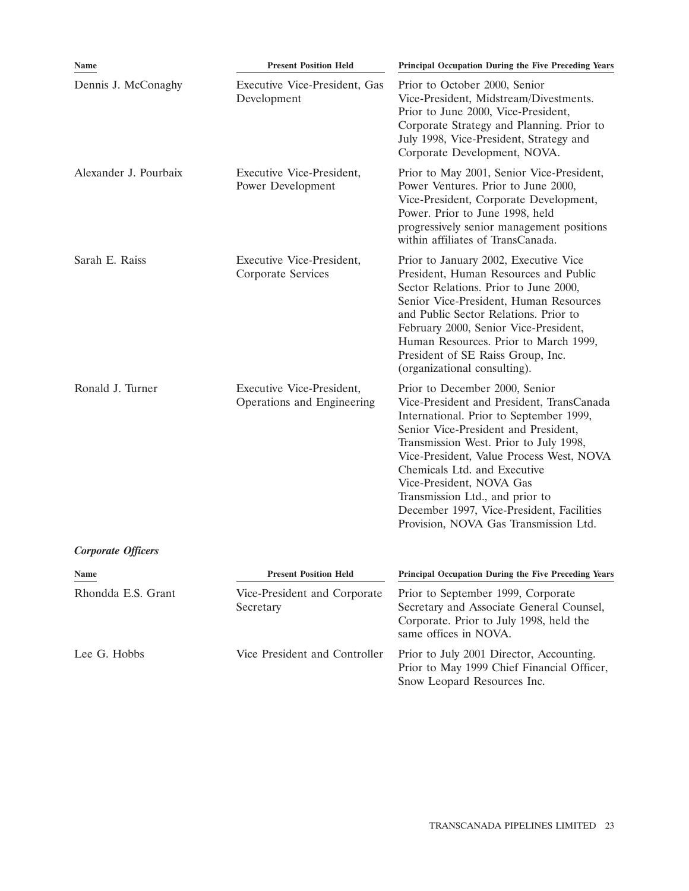| Name | Present Position Held | Principal Occupation During the Five Preceding Years |
|---|---|---|
| Dennis J. McConaghy | Executive Vice-President, Gas Development | Prior to October 2000, Senior Vice-President, Midstream/Divestments. Prior to June 2000, Vice-President, Corporate Strategy and Planning. Prior to July 1998, Vice-President, Strategy and Corporate Development, NOVA. |
| Alexander J. Pourbaix | Executive Vice-President, Power Development | Prior to May 2001, Senior Vice-President, Power Ventures. Prior to June 2000, Vice-President, Corporate Development, Power. Prior to June 1998, held progressively senior management positions within affiliates of TransCanada. |
| Sarah E. Raiss | Executive Vice-President, Corporate Services | Prior to January 2002, Executive Vice President, Human Resources and Public Sector Relations. Prior to June 2000, Senior Vice-President, Human Resources and Public Sector Relations. Prior to February 2000, Senior Vice-President, Human Resources. Prior to March 1999, President of SE Raiss Group, Inc. (organizational consulting). |
| Ronald J. Turner | Executive Vice-President, Operations and Engineering | Prior to December 2000, Senior Vice-President and President, TransCanada International. Prior to September 1999, Senior Vice-President and President, Transmission West. Prior to July 1998, Vice-President, Value Process West, NOVA Chemicals Ltd. and Executive Vice-President, NOVA Gas Transmission Ltd., and prior to December 1997, Vice-President, Facilities Provision, NOVA Gas Transmission Ltd. |

***Corporate Officers***

| Name | Present Position Held | Principal Occupation During the Five Preceding Years |
|---|---|---|
| Rhondda E.S. Grant | Vice-President and Corporate Secretary | Prior to September 1999, Corporate Secretary and Associate General Counsel, Corporate. Prior to July 1998, held the same offices in NOVA. |
| Lee G. Hobbs | Vice President and Controller | Prior to July 2001 Director, Accounting. Prior to May 1999 Chief Financial Officer, Snow Leopard Resources Inc. |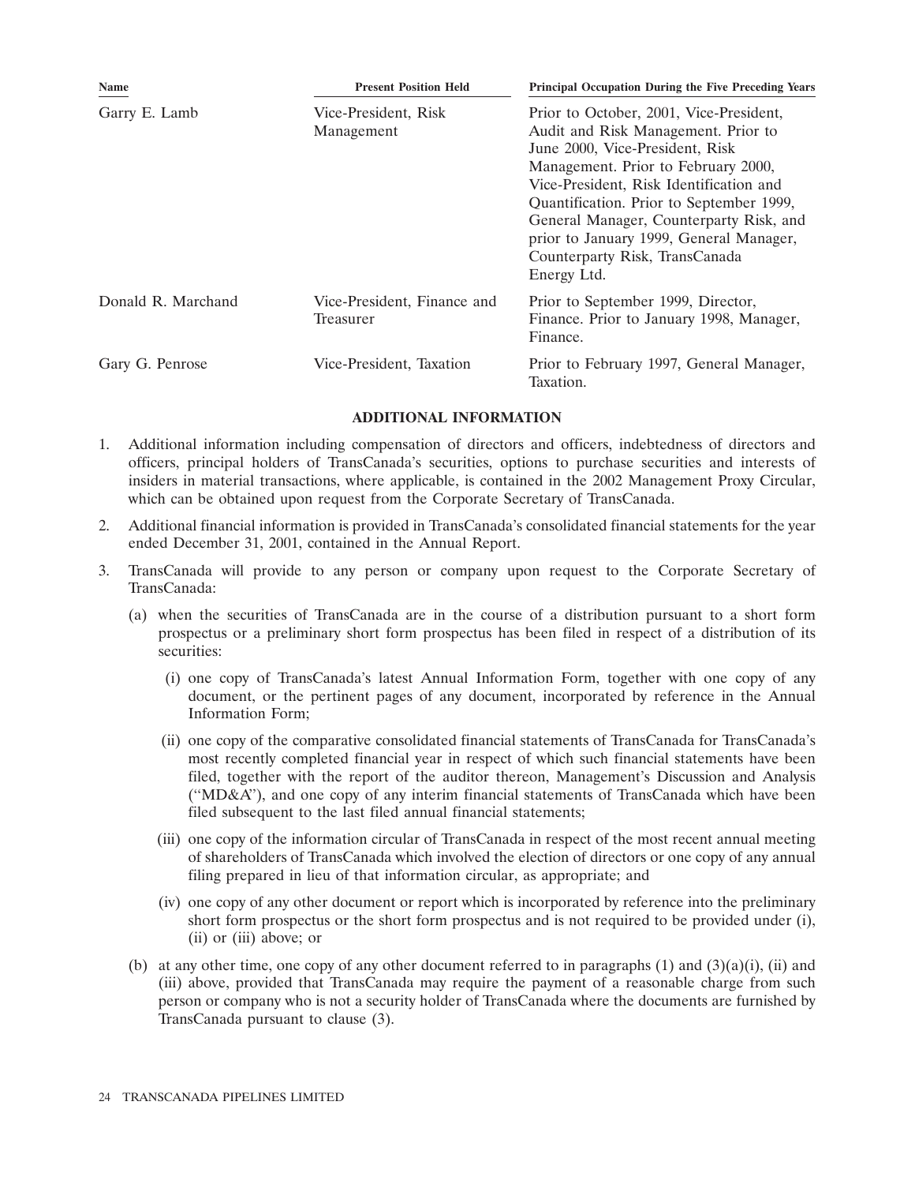| Name | Present Position Held | Principal Occupation During the Five Preceding Years |
| --- | --- | --- |
| Garry E. Lamb | Vice-President, Risk Management | Prior to October, 2001, Vice-President, Audit and Risk Management. Prior to June 2000, Vice-President, Risk Management. Prior to February 2000, Vice-President, Risk Identification and Quantification. Prior to September 1999, General Manager, Counterparty Risk, and prior to January 1999, General Manager, Counterparty Risk, TransCanada Energy Ltd. |
| Donald R. Marchand | Vice-President, Finance and Treasurer | Prior to September 1999, Director, Finance. Prior to January 1998, Manager, Finance. |
| Gary G. Penrose | Vice-President, Taxation | Prior to February 1997, General Manager, Taxation. |

## ADDITIONAL INFORMATION

1. Additional information including compensation of directors and officers, indebtedness of directors and officers, principal holders of TransCanada's securities, options to purchase securities and interests of insiders in material transactions, where applicable, is contained in the 2002 Management Proxy Circular, which can be obtained upon request from the Corporate Secretary of TransCanada.

2. Additional financial information is provided in TransCanada's consolidated financial statements for the year ended December 31, 2001, contained in the Annual Report.

3. TransCanada will provide to any person or company upon request to the Corporate Secretary of TransCanada:

   (a) when the securities of TransCanada are in the course of a distribution pursuant to a short form prospectus or a preliminary short form prospectus has been filed in respect of a distribution of its securities:

      (i) one copy of TransCanada's latest Annual Information Form, together with one copy of any document, or the pertinent pages of any document, incorporated by reference in the Annual Information Form;

      (ii) one copy of the comparative consolidated financial statements of TransCanada for TransCanada's most recently completed financial year in respect of which such financial statements have been filed, together with the report of the auditor thereon, Management's Discussion and Analysis ("MD&A"), and one copy of any interim financial statements of TransCanada which have been filed subsequent to the last filed annual financial statements;

      (iii) one copy of the information circular of TransCanada in respect of the most recent annual meeting of shareholders of TransCanada which involved the election of directors or one copy of any annual filing prepared in lieu of that information circular, as appropriate; and

      (iv) one copy of any other document or report which is incorporated by reference into the preliminary short form prospectus or the short form prospectus and is not required to be provided under (i), (ii) or (iii) above; or

   (b) at any other time, one copy of any other document referred to in paragraphs (1) and (3)(a)(i), (ii) and (iii) above, provided that TransCanada may require the payment of a reasonable charge from such person or company who is not a security holder of TransCanada where the documents are furnished by TransCanada pursuant to clause (3).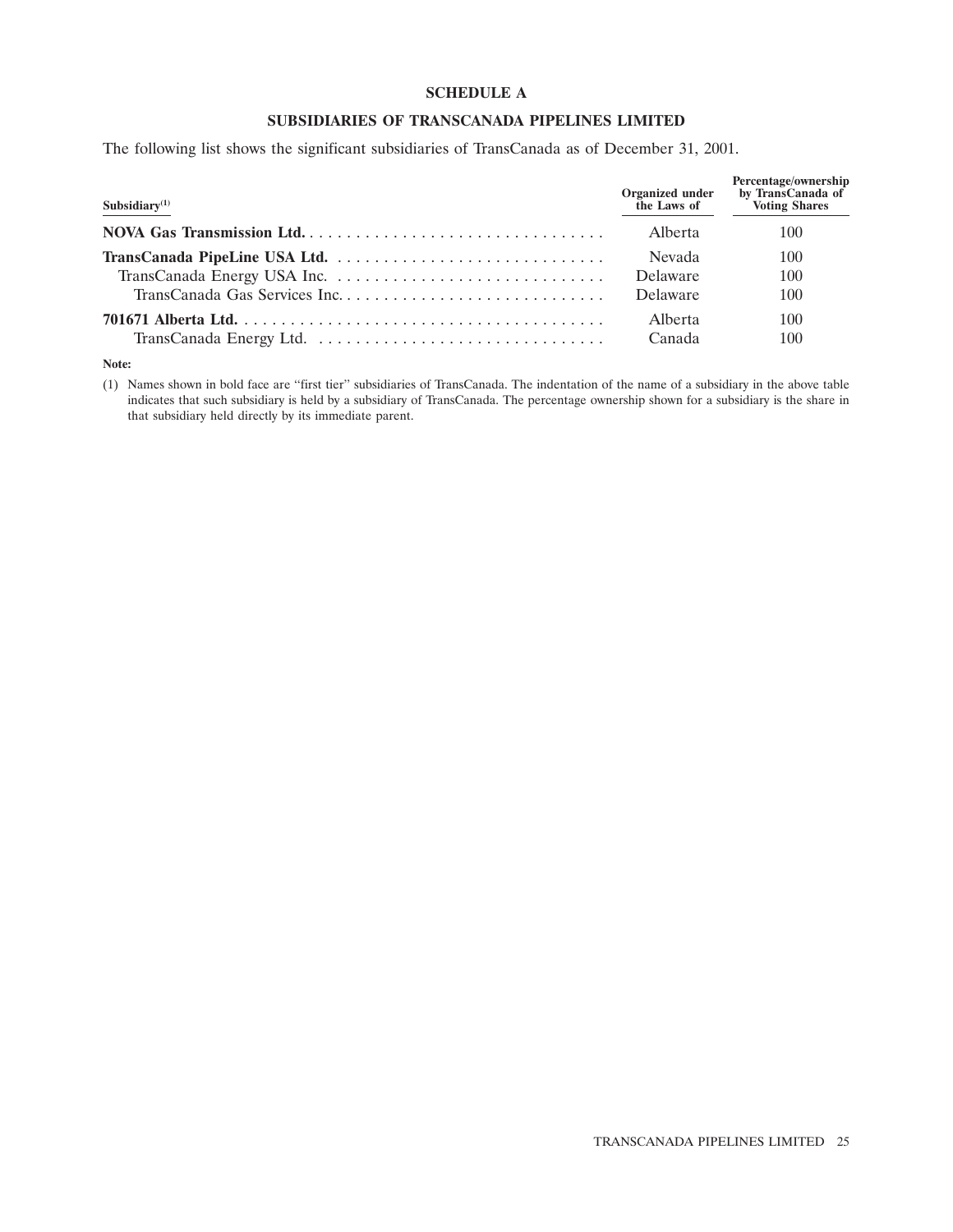## SCHEDULE A

## SUBSIDIARIES OF TRANSCANADA PIPELINES LIMITED

The following list shows the significant subsidiaries of TransCanada as of December 31, 2001.

| Subsidiary[(1)] | Organized under the Laws of | Percentage/ownership by TransCanada of Voting Shares |
|---|---|---|
| **NOVA Gas Transmission Ltd.** | Alberta | 100 |
| **TransCanada PipeLine USA Ltd.** | Nevada | 100 |
| TransCanada Energy USA Inc. | Delaware | 100 |
| TransCanada Gas Services Inc. | Delaware | 100 |
| **701671 Alberta Ltd.** | Alberta | 100 |
| TransCanada Energy Ltd. | Canada | 100 |

**Note:**

(1) Names shown in bold face are "first tier" subsidiaries of TransCanada. The indentation of the name of a subsidiary in the above table indicates that such subsidiary is held by a subsidiary of TransCanada. The percentage ownership shown for a subsidiary is the share in that subsidiary held directly by its immediate parent.